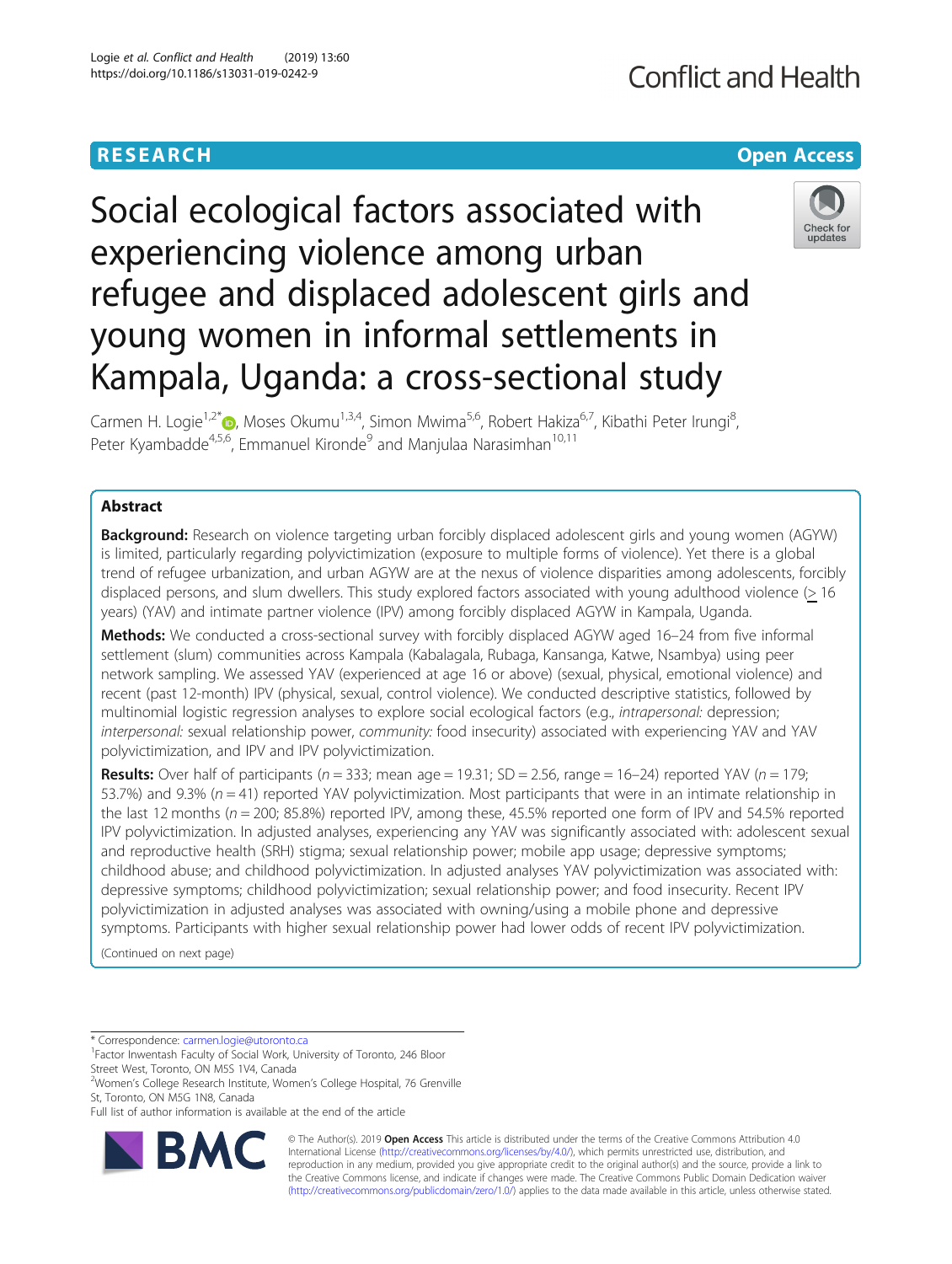RESEARCH Open Access

# Social ecological factors associated with experiencing violence among urban refugee and displaced adolescent girls and young women in informal settlements in Kampala, Uganda: a cross-sectional study

Carmen H. Logie[1,2*], Moses Okumu[1,3,4], Simon Mwima[5,6], Robert Hakiza[6,7], Kibathi Peter Irungi[8], Peter Kyambadde[4,5,6], Emmanuel Kironde[9] and Manjulaa Narasimhan[10,11]

## Abstract

**Background:** Research on violence targeting urban forcibly displaced adolescent girls and young women (AGYW) is limited, particularly regarding polyvictimization (exposure to multiple forms of violence). Yet there is a global trend of refugee urbanization, and urban AGYW are at the nexus of violence disparities among adolescents, forcibly displaced persons, and slum dwellers. This study explored factors associated with young adulthood violence (≥ 16 years) (YAV) and intimate partner violence (IPV) among forcibly displaced AGYW in Kampala, Uganda.

**Methods:** We conducted a cross-sectional survey with forcibly displaced AGYW aged 16–24 from five informal settlement (slum) communities across Kampala (Kabalagala, Rubaga, Kansanga, Katwe, Nsambya) using peer network sampling. We assessed YAV (experienced at age 16 or above) (sexual, physical, emotional violence) and recent (past 12-month) IPV (physical, sexual, control violence). We conducted descriptive statistics, followed by multinomial logistic regression analyses to explore social ecological factors (e.g., *intrapersonal:* depression; *interpersonal:* sexual relationship power, *community:* food insecurity) associated with experiencing YAV and YAV polyvictimization, and IPV and IPV polyvictimization.

**Results:** Over half of participants ($n = 333$; mean age = 19.31; SD = 2.56, range = 16–24) reported YAV ($n = 179$; 53.7%) and 9.3% ($n = 41$) reported YAV polyvictimization. Most participants that were in an intimate relationship in the last 12 months ($n = 200$; 85.8%) reported IPV, among these, 45.5% reported one form of IPV and 54.5% reported IPV polyvictimization. In adjusted analyses, experiencing any YAV was significantly associated with: adolescent sexual and reproductive health (SRH) stigma; sexual relationship power; mobile app usage; depressive symptoms; childhood abuse; and childhood polyvictimization. In adjusted analyses YAV polyvictimization was associated with: depressive symptoms; childhood polyvictimization; sexual relationship power; and food insecurity. Recent IPV polyvictimization in adjusted analyses was associated with owning/using a mobile phone and depressive symptoms. Participants with higher sexual relationship power had lower odds of recent IPV polyvictimization.

(Continued on next page)

\* Correspondence: carmen.logie@utoronto.ca
[1]Factor Inwentash Faculty of Social Work, University of Toronto, 246 Bloor Street West, Toronto, ON M5S 1V4, Canada
[2]Women's College Research Institute, Women's College Hospital, 76 Grenville St, Toronto, ON M5G 1N8, Canada
Full list of author information is available at the end of the article

© The Author(s). 2019 **Open Access** This article is distributed under the terms of the Creative Commons Attribution 4.0 International License (http://creativecommons.org/licenses/by/4.0/), which permits unrestricted use, distribution, and reproduction in any medium, provided you give appropriate credit to the original author(s) and the source, provide a link to the Creative Commons license, and indicate if changes were made. The Creative Commons Public Domain Dedication waiver (http://creativecommons.org/publicdomain/zero/1.0/) applies to the data made available in this article, unless otherwise stated.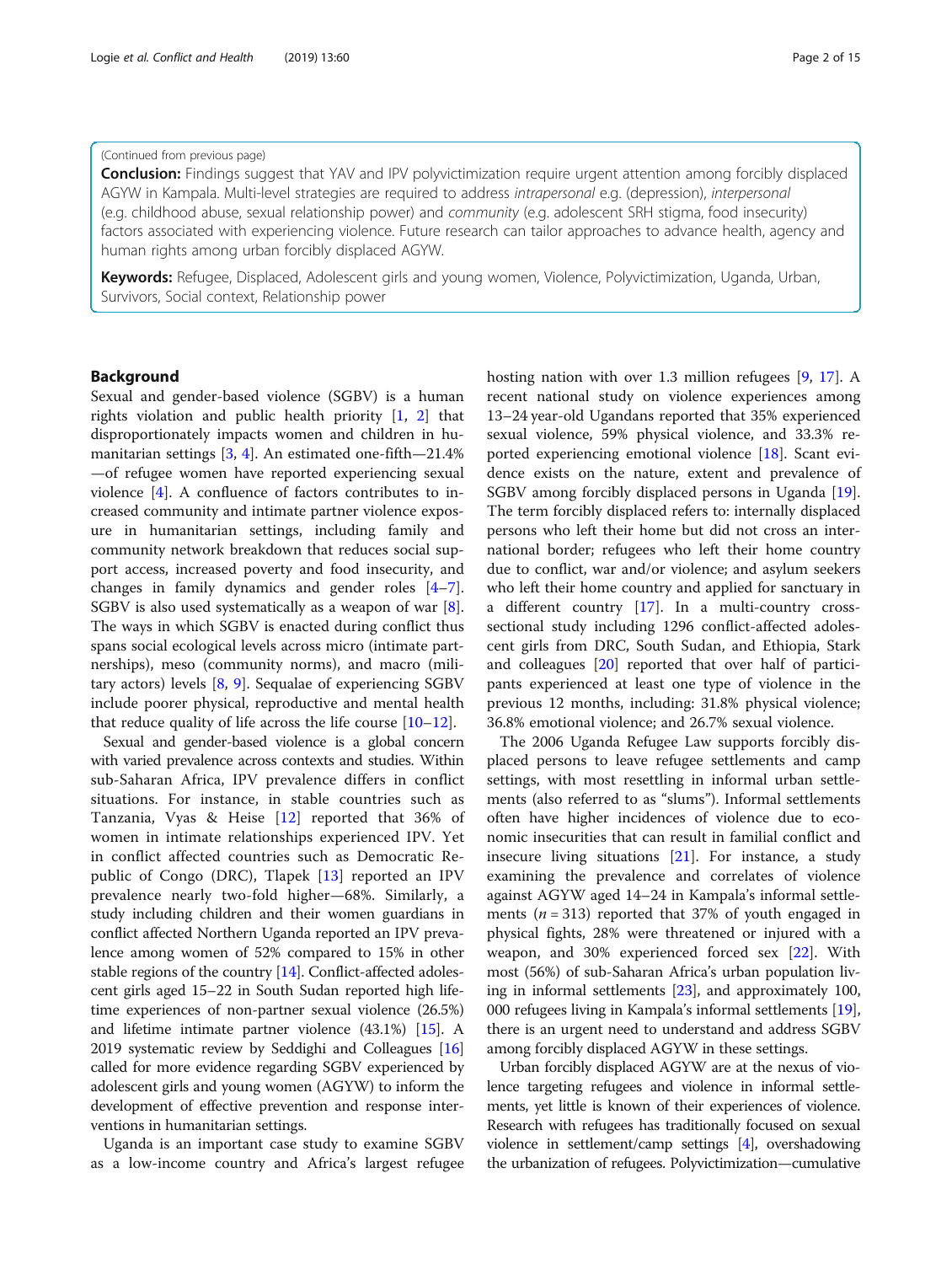(Continued from previous page)

**Conclusion:** Findings suggest that YAV and IPV polyvictimization require urgent attention among forcibly displaced AGYW in Kampala. Multi-level strategies are required to address *intrapersonal* e.g. (depression), *interpersonal* (e.g. childhood abuse, sexual relationship power) and *community* (e.g. adolescent SRH stigma, food insecurity) factors associated with experiencing violence. Future research can tailor approaches to advance health, agency and human rights among urban forcibly displaced AGYW.

**Keywords:** Refugee, Displaced, Adolescent girls and young women, Violence, Polyvictimization, Uganda, Urban, Survivors, Social context, Relationship power

## Background

Sexual and gender-based violence (SGBV) is a human rights violation and public health priority [1, 2] that disproportionately impacts women and children in humanitarian settings [3, 4]. An estimated one-fifth—21.4% —of refugee women have reported experiencing sexual violence [4]. A confluence of factors contributes to increased community and intimate partner violence exposure in humanitarian settings, including family and community network breakdown that reduces social support access, increased poverty and food insecurity, and changes in family dynamics and gender roles [4–7]. SGBV is also used systematically as a weapon of war [8]. The ways in which SGBV is enacted during conflict thus spans social ecological levels across micro (intimate partnerships), meso (community norms), and macro (military actors) levels [8, 9]. Sequalae of experiencing SGBV include poorer physical, reproductive and mental health that reduce quality of life across the life course [10–12].

Sexual and gender-based violence is a global concern with varied prevalence across contexts and studies. Within sub-Saharan Africa, IPV prevalence differs in conflict situations. For instance, in stable countries such as Tanzania, Vyas & Heise [12] reported that 36% of women in intimate relationships experienced IPV. Yet in conflict affected countries such as Democratic Republic of Congo (DRC), Tlapek [13] reported an IPV prevalence nearly two-fold higher—68%. Similarly, a study including children and their women guardians in conflict affected Northern Uganda reported an IPV prevalence among women of 52% compared to 15% in other stable regions of the country [14]. Conflict-affected adolescent girls aged 15–22 in South Sudan reported high lifetime experiences of non-partner sexual violence (26.5%) and lifetime intimate partner violence (43.1%) [15]. A 2019 systematic review by Seddighi and Colleagues [16] called for more evidence regarding SGBV experienced by adolescent girls and young women (AGYW) to inform the development of effective prevention and response interventions in humanitarian settings.

Uganda is an important case study to examine SGBV as a low-income country and Africa's largest refugee hosting nation with over 1.3 million refugees [9, 17]. A recent national study on violence experiences among 13–24 year-old Ugandans reported that 35% experienced sexual violence, 59% physical violence, and 33.3% reported experiencing emotional violence [18]. Scant evidence exists on the nature, extent and prevalence of SGBV among forcibly displaced persons in Uganda [19]. The term forcibly displaced refers to: internally displaced persons who left their home but did not cross an international border; refugees who left their home country due to conflict, war and/or violence; and asylum seekers who left their home country and applied for sanctuary in a different country [17]. In a multi-country cross-sectional study including 1296 conflict-affected adolescent girls from DRC, South Sudan, and Ethiopia, Stark and colleagues [20] reported that over half of participants experienced at least one type of violence in the previous 12 months, including: 31.8% physical violence; 36.8% emotional violence; and 26.7% sexual violence.

The 2006 Uganda Refugee Law supports forcibly displaced persons to leave refugee settlements and camp settings, with most resettling in informal urban settlements (also referred to as "slums"). Informal settlements often have higher incidences of violence due to economic insecurities that can result in familial conflict and insecure living situations [21]. For instance, a study examining the prevalence and correlates of violence against AGYW aged 14–24 in Kampala's informal settlements ($n = 313$) reported that 37% of youth engaged in physical fights, 28% were threatened or injured with a weapon, and 30% experienced forced sex [22]. With most (56%) of sub-Saharan Africa's urban population living in informal settlements [23], and approximately 100, 000 refugees living in Kampala's informal settlements [19], there is an urgent need to understand and address SGBV among forcibly displaced AGYW in these settings.

Urban forcibly displaced AGYW are at the nexus of violence targeting refugees and violence in informal settlements, yet little is known of their experiences of violence. Research with refugees has traditionally focused on sexual violence in settlement/camp settings [4], overshadowing the urbanization of refugees. Polyvictimization—cumulative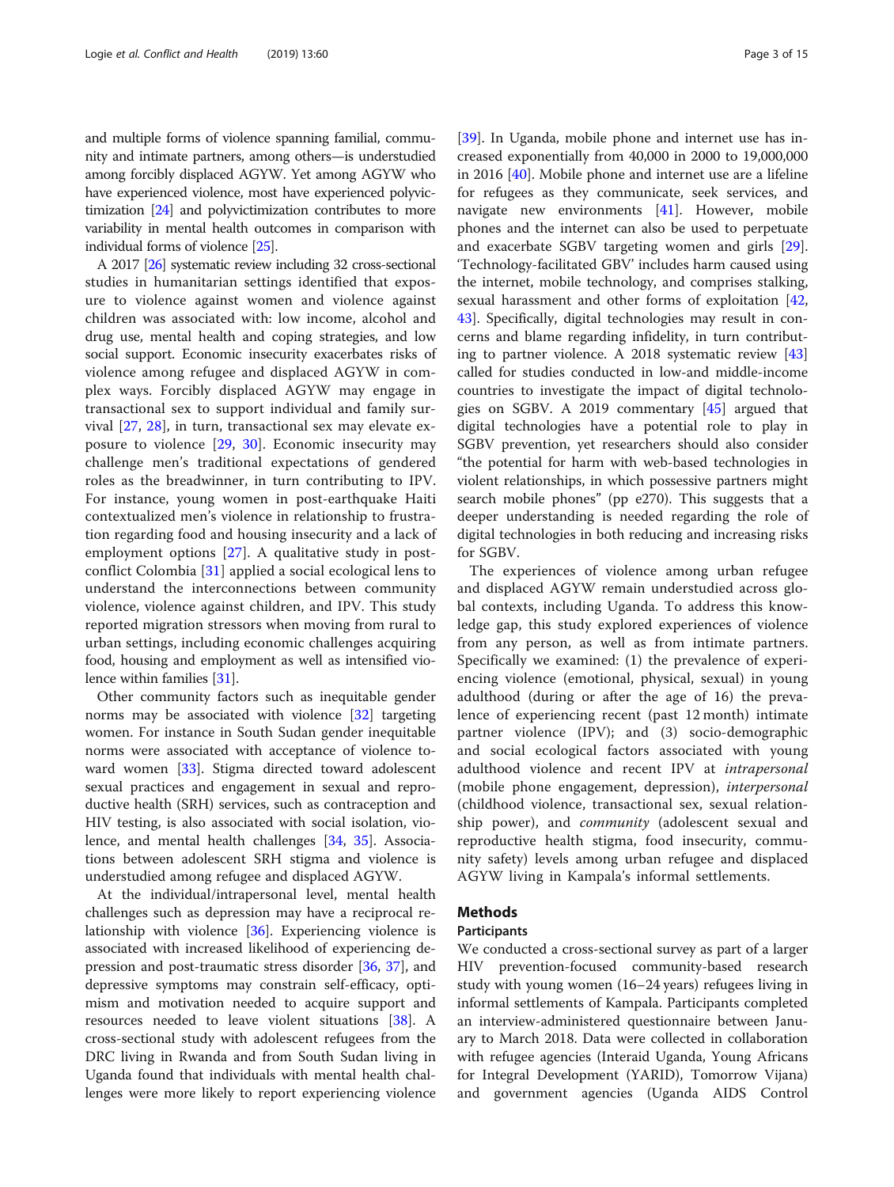and multiple forms of violence spanning familial, community and intimate partners, among others—is understudied among forcibly displaced AGYW. Yet among AGYW who have experienced violence, most have experienced polyvictimization [24] and polyvictimization contributes to more variability in mental health outcomes in comparison with individual forms of violence [25].

A 2017 [26] systematic review including 32 cross-sectional studies in humanitarian settings identified that exposure to violence against women and violence against children was associated with: low income, alcohol and drug use, mental health and coping strategies, and low social support. Economic insecurity exacerbates risks of violence among refugee and displaced AGYW in complex ways. Forcibly displaced AGYW may engage in transactional sex to support individual and family survival [27, 28], in turn, transactional sex may elevate exposure to violence [29, 30]. Economic insecurity may challenge men's traditional expectations of gendered roles as the breadwinner, in turn contributing to IPV. For instance, young women in post-earthquake Haiti contextualized men's violence in relationship to frustration regarding food and housing insecurity and a lack of employment options [27]. A qualitative study in post-conflict Colombia [31] applied a social ecological lens to understand the interconnections between community violence, violence against children, and IPV. This study reported migration stressors when moving from rural to urban settings, including economic challenges acquiring food, housing and employment as well as intensified violence within families [31].

Other community factors such as inequitable gender norms may be associated with violence [32] targeting women. For instance in South Sudan gender inequitable norms were associated with acceptance of violence toward women [33]. Stigma directed toward adolescent sexual practices and engagement in sexual and reproductive health (SRH) services, such as contraception and HIV testing, is also associated with social isolation, violence, and mental health challenges [34, 35]. Associations between adolescent SRH stigma and violence is understudied among refugee and displaced AGYW.

At the individual/intrapersonal level, mental health challenges such as depression may have a reciprocal relationship with violence [36]. Experiencing violence is associated with increased likelihood of experiencing depression and post-traumatic stress disorder [36, 37], and depressive symptoms may constrain self-efficacy, optimism and motivation needed to acquire support and resources needed to leave violent situations [38]. A cross-sectional study with adolescent refugees from the DRC living in Rwanda and from South Sudan living in Uganda found that individuals with mental health challenges were more likely to report experiencing violence [39]. In Uganda, mobile phone and internet use has increased exponentially from 40,000 in 2000 to 19,000,000 in 2016 [40]. Mobile phone and internet use are a lifeline for refugees as they communicate, seek services, and navigate new environments [41]. However, mobile phones and the internet can also be used to perpetuate and exacerbate SGBV targeting women and girls [29]. 'Technology-facilitated GBV' includes harm caused using the internet, mobile technology, and comprises stalking, sexual harassment and other forms of exploitation [42, 43]. Specifically, digital technologies may result in concerns and blame regarding infidelity, in turn contributing to partner violence. A 2018 systematic review [43] called for studies conducted in low-and middle-income countries to investigate the impact of digital technologies on SGBV. A 2019 commentary [45] argued that digital technologies have a potential role to play in SGBV prevention, yet researchers should also consider "the potential for harm with web-based technologies in violent relationships, in which possessive partners might search mobile phones" (pp e270). This suggests that a deeper understanding is needed regarding the role of digital technologies in both reducing and increasing risks for SGBV.

The experiences of violence among urban refugee and displaced AGYW remain understudied across global contexts, including Uganda. To address this knowledge gap, this study explored experiences of violence from any person, as well as from intimate partners. Specifically we examined: (1) the prevalence of experiencing violence (emotional, physical, sexual) in young adulthood (during or after the age of 16) the prevalence of experiencing recent (past 12 month) intimate partner violence (IPV); and (3) socio-demographic and social ecological factors associated with young adulthood violence and recent IPV at *intrapersonal* (mobile phone engagement, depression), *interpersonal* (childhood violence, transactional sex, sexual relationship power), and *community* (adolescent sexual and reproductive health stigma, food insecurity, community safety) levels among urban refugee and displaced AGYW living in Kampala's informal settlements.

## Methods

### Participants

We conducted a cross-sectional survey as part of a larger HIV prevention-focused community-based research study with young women (16–24 years) refugees living in informal settlements of Kampala. Participants completed an interview-administered questionnaire between January to March 2018. Data were collected in collaboration with refugee agencies (Interaid Uganda, Young Africans for Integral Development (YARID), Tomorrow Vijana) and government agencies (Uganda AIDS Control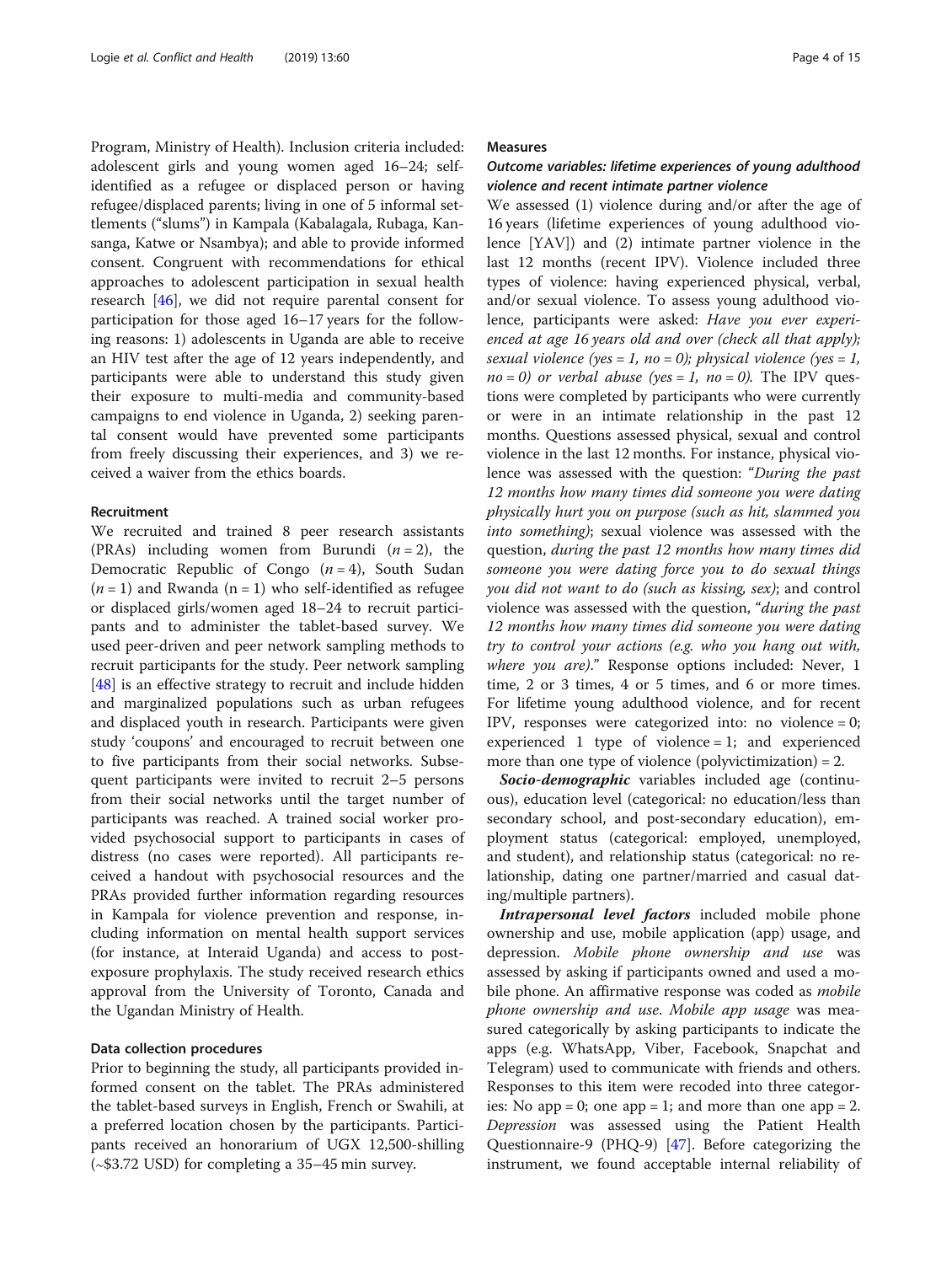Program, Ministry of Health). Inclusion criteria included: adolescent girls and young women aged 16–24; self-identified as a refugee or displaced person or having refugee/displaced parents; living in one of 5 informal settlements ("slums") in Kampala (Kabalagala, Rubaga, Kansanga, Katwe or Nsambya); and able to provide informed consent. Congruent with recommendations for ethical approaches to adolescent participation in sexual health research [46], we did not require parental consent for participation for those aged 16–17 years for the following reasons: 1) adolescents in Uganda are able to receive an HIV test after the age of 12 years independently, and participants were able to understand this study given their exposure to multi-media and community-based campaigns to end violence in Uganda, 2) seeking parental consent would have prevented some participants from freely discussing their experiences, and 3) we received a waiver from the ethics boards.

### Recruitment

We recruited and trained 8 peer research assistants (PRAs) including women from Burundi ($n = 2$), the Democratic Republic of Congo ($n = 4$), South Sudan ($n = 1$) and Rwanda (n = 1) who self-identified as refugee or displaced girls/women aged 18–24 to recruit participants and to administer the tablet-based survey. We used peer-driven and peer network sampling methods to recruit participants for the study. Peer network sampling [48] is an effective strategy to recruit and include hidden and marginalized populations such as urban refugees and displaced youth in research. Participants were given study 'coupons' and encouraged to recruit between one to five participants from their social networks. Subsequent participants were invited to recruit 2–5 persons from their social networks until the target number of participants was reached. A trained social worker provided psychosocial support to participants in cases of distress (no cases were reported). All participants received a handout with psychosocial resources and the PRAs provided further information regarding resources in Kampala for violence prevention and response, including information on mental health support services (for instance, at Interaid Uganda) and access to post-exposure prophylaxis. The study received research ethics approval from the University of Toronto, Canada and the Ugandan Ministry of Health.

### Data collection procedures

Prior to beginning the study, all participants provided informed consent on the tablet. The PRAs administered the tablet-based surveys in English, French or Swahili, at a preferred location chosen by the participants. Participants received an honorarium of UGX 12,500-shilling (~$3.72 USD) for completing a 35–45 min survey.

### Measures

#### Outcome variables: lifetime experiences of young adulthood violence and recent intimate partner violence

We assessed (1) violence during and/or after the age of 16 years (lifetime experiences of young adulthood violence [YAV]) and (2) intimate partner violence in the last 12 months (recent IPV). Violence included three types of violence: having experienced physical, verbal, and/or sexual violence. To assess young adulthood violence, participants were asked: *Have you ever experienced at age 16 years old and over (check all that apply); sexual violence (yes = 1, no = 0); physical violence (yes = 1, no = 0) or verbal abuse (yes = 1, no = 0).* The IPV questions were completed by participants who were currently or were in an intimate relationship in the past 12 months. Questions assessed physical, sexual and control violence in the last 12 months. For instance, physical violence was assessed with the question: "*During the past 12 months how many times did someone you were dating physically hurt you on purpose (such as hit, slammed you into something)*; sexual violence was assessed with the question, *during the past 12 months how many times did someone you were dating force you to do sexual things you did not want to do (such as kissing, sex)*; and control violence was assessed with the question, "*during the past 12 months how many times did someone you were dating try to control your actions (e.g. who you hang out with, where you are).*" Response options included: Never, 1 time, 2 or 3 times, 4 or 5 times, and 6 or more times. For lifetime young adulthood violence, and for recent IPV, responses were categorized into: no violence = 0; experienced 1 type of violence = 1; and experienced more than one type of violence (polyvictimization) = 2.

***Socio-demographic*** variables included age (continuous), education level (categorical: no education/less than secondary school, and post-secondary education), employment status (categorical: employed, unemployed, and student), and relationship status (categorical: no relationship, dating one partner/married and casual dating/multiple partners).

***Intrapersonal level factors*** included mobile phone ownership and use, mobile application (app) usage, and depression. *Mobile phone ownership and use* was assessed by asking if participants owned and used a mobile phone. An affirmative response was coded as *mobile phone ownership and use*. *Mobile app usage* was measured categorically by asking participants to indicate the apps (e.g. WhatsApp, Viber, Facebook, Snapchat and Telegram) used to communicate with friends and others. Responses to this item were recoded into three categories: No app = 0; one app = 1; and more than one app = 2. *Depression* was assessed using the Patient Health Questionnaire-9 (PHQ-9) [47]. Before categorizing the instrument, we found acceptable internal reliability of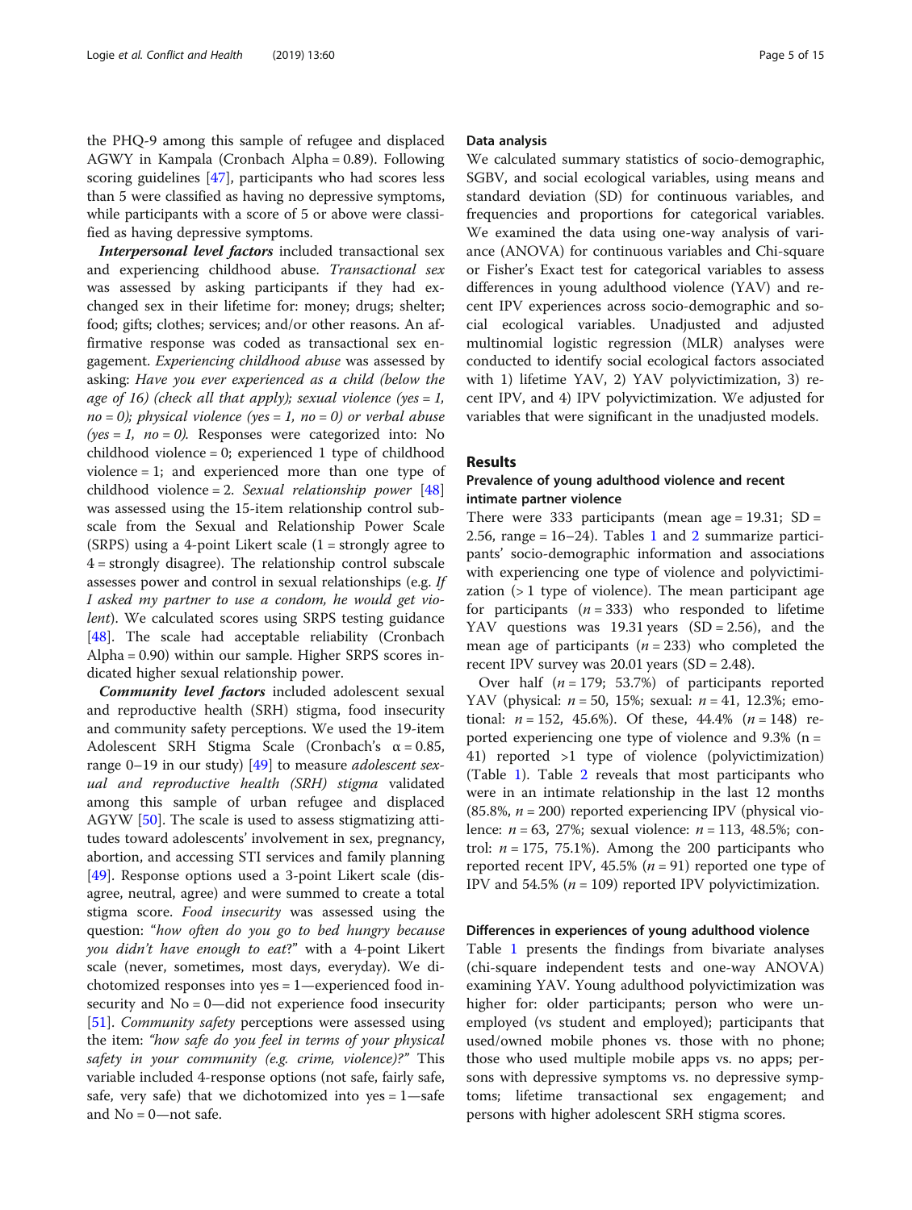the PHQ-9 among this sample of refugee and displaced AGWY in Kampala (Cronbach Alpha = 0.89). Following scoring guidelines [47], participants who had scores less than 5 were classified as having no depressive symptoms, while participants with a score of 5 or above were classified as having depressive symptoms.

***Interpersonal level factors*** included transactional sex and experiencing childhood abuse. *Transactional sex* was assessed by asking participants if they had exchanged sex in their lifetime for: money; drugs; shelter; food; gifts; clothes; services; and/or other reasons. An affirmative response was coded as transactional sex engagement. *Experiencing childhood abuse* was assessed by asking: *Have you ever experienced as a child (below the age of 16) (check all that apply); sexual violence (yes = 1, no = 0); physical violence (yes = 1, no = 0) or verbal abuse (yes = 1, no = 0).* Responses were categorized into: No childhood violence = 0; experienced 1 type of childhood violence = 1; and experienced more than one type of childhood violence = 2. *Sexual relationship power* [48] was assessed using the 15-item relationship control subscale from the Sexual and Relationship Power Scale (SRPS) using a 4-point Likert scale (1 = strongly agree to 4 = strongly disagree). The relationship control subscale assesses power and control in sexual relationships (e.g. *If I asked my partner to use a condom, he would get violent*). We calculated scores using SRPS testing guidance [48]. The scale had acceptable reliability (Cronbach Alpha = 0.90) within our sample. Higher SRPS scores indicated higher sexual relationship power.

***Community level factors*** included adolescent sexual and reproductive health (SRH) stigma, food insecurity and community safety perceptions. We used the 19-item Adolescent SRH Stigma Scale (Cronbach's α = 0.85, range 0–19 in our study) [49] to measure *adolescent sexual and reproductive health (SRH) stigma* validated among this sample of urban refugee and displaced AGYW [50]. The scale is used to assess stigmatizing attitudes toward adolescents' involvement in sex, pregnancy, abortion, and accessing STI services and family planning [49]. Response options used a 3-point Likert scale (disagree, neutral, agree) and were summed to create a total stigma score. *Food insecurity* was assessed using the question: "*how often do you go to bed hungry because you didn't have enough to eat?*" with a 4-point Likert scale (never, sometimes, most days, everyday). We dichotomized responses into yes = 1—experienced food insecurity and No = 0—did not experience food insecurity [51]. *Community safety* perceptions were assessed using the item: *"how safe do you feel in terms of your physical safety in your community (e.g. crime, violence)?"* This variable included 4-response options (not safe, fairly safe, safe, very safe) that we dichotomized into yes = 1—safe and No = 0—not safe.

### Data analysis

We calculated summary statistics of socio-demographic, SGBV, and social ecological variables, using means and standard deviation (SD) for continuous variables, and frequencies and proportions for categorical variables. We examined the data using one-way analysis of variance (ANOVA) for continuous variables and Chi-square or Fisher's Exact test for categorical variables to assess differences in young adulthood violence (YAV) and recent IPV experiences across socio-demographic and social ecological variables. Unadjusted and adjusted multinomial logistic regression (MLR) analyses were conducted to identify social ecological factors associated with 1) lifetime YAV, 2) YAV polyvictimization, 3) recent IPV, and 4) IPV polyvictimization. We adjusted for variables that were significant in the unadjusted models.

## Results

### Prevalence of young adulthood violence and recent intimate partner violence

There were 333 participants (mean age = 19.31; SD = 2.56, range = 16–24). Tables 1 and 2 summarize participants' socio-demographic information and associations with experiencing one type of violence and polyvictimization (> 1 type of violence). The mean participant age for participants ($n = 333$) who responded to lifetime YAV questions was 19.31 years (SD = 2.56), and the mean age of participants ($n = 233$) who completed the recent IPV survey was 20.01 years (SD = 2.48).

Over half ($n = 179$; 53.7%) of participants reported YAV (physical: $n = 50$, 15%; sexual: $n = 41$, 12.3%; emotional: $n = 152$, 45.6%). Of these, 44.4% ($n = 148$) reported experiencing one type of violence and 9.3% (n = 41) reported >1 type of violence (polyvictimization) (Table 1). Table 2 reveals that most participants who were in an intimate relationship in the last 12 months (85.8%, $n = 200$) reported experiencing IPV (physical violence: $n = 63$, 27%; sexual violence: $n = 113$, 48.5%; control: $n = 175$, 75.1%). Among the 200 participants who reported recent IPV, 45.5% ($n = 91$) reported one type of IPV and 54.5% ($n = 109$) reported IPV polyvictimization.

### Differences in experiences of young adulthood violence

Table 1 presents the findings from bivariate analyses (chi-square independent tests and one-way ANOVA) examining YAV. Young adulthood polyvictimization was higher for: older participants; person who were unemployed (vs student and employed); participants that used/owned mobile phones vs. those with no phone; those who used multiple mobile apps vs. no apps; persons with depressive symptoms vs. no depressive symptoms; lifetime transactional sex engagement; and persons with higher adolescent SRH stigma scores.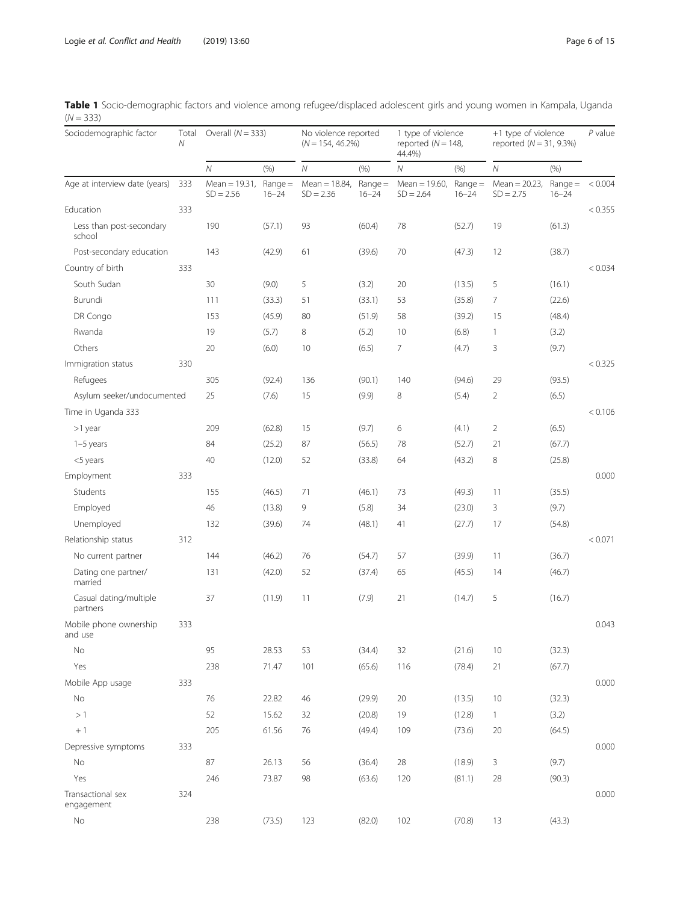**Table 1** Socio-demographic factors and violence among refugee/displaced adolescent girls and young women in Kampala, Uganda (N = 333)

| Sociodemographic factor | Total N | Overall (N = 333) | | No violence reported (N = 154, 46.2%) | | 1 type of violence reported (N = 148, 44.4%) | | +1 type of violence reported (N = 31, 9.3%) | | P value |
|---|---|---|---|---|---|---|---|---|---|---|
| | | N | (%) | N | (%) | N | (%) | N | (%) | |
| Age at interview date (years) | 333 | Mean = 19.31, SD = 2.56 | Range = 16–24 | Mean = 18.84, SD = 2.36 | Range = 16–24 | Mean = 19.60, SD = 2.64 | Range = 16–24 | Mean = 20.23, SD = 2.75 | Range = 16–24 | < 0.004 |
| Education | 333 | | | | | | | | | < 0.355 |
| Less than post-secondary school | | 190 | (57.1) | 93 | (60.4) | 78 | (52.7) | 19 | (61.3) | |
| Post-secondary education | | 143 | (42.9) | 61 | (39.6) | 70 | (47.3) | 12 | (38.7) | |
| Country of birth | 333 | | | | | | | | | < 0.034 |
| South Sudan | | 30 | (9.0) | 5 | (3.2) | 20 | (13.5) | 5 | (16.1) | |
| Burundi | | 111 | (33.3) | 51 | (33.1) | 53 | (35.8) | 7 | (22.6) | |
| DR Congo | | 153 | (45.9) | 80 | (51.9) | 58 | (39.2) | 15 | (48.4) | |
| Rwanda | | 19 | (5.7) | 8 | (5.2) | 10 | (6.8) | 1 | (3.2) | |
| Others | | 20 | (6.0) | 10 | (6.5) | 7 | (4.7) | 3 | (9.7) | |
| Immigration status | 330 | | | | | | | | | < 0.325 |
| Refugees | | 305 | (92.4) | 136 | (90.1) | 140 | (94.6) | 29 | (93.5) | |
| Asylum seeker/undocumented | | 25 | (7.6) | 15 | (9.9) | 8 | (5.4) | 2 | (6.5) | |
| Time in Uganda 333 | | | | | | | | | | < 0.106 |
| >1 year | | 209 | (62.8) | 15 | (9.7) | 6 | (4.1) | 2 | (6.5) | |
| 1–5 years | | 84 | (25.2) | 87 | (56.5) | 78 | (52.7) | 21 | (67.7) | |
| <5 years | | 40 | (12.0) | 52 | (33.8) | 64 | (43.2) | 8 | (25.8) | |
| Employment | 333 | | | | | | | | | 0.000 |
| Students | | 155 | (46.5) | 71 | (46.1) | 73 | (49.3) | 11 | (35.5) | |
| Employed | | 46 | (13.8) | 9 | (5.8) | 34 | (23.0) | 3 | (9.7) | |
| Unemployed | | 132 | (39.6) | 74 | (48.1) | 41 | (27.7) | 17 | (54.8) | |
| Relationship status | 312 | | | | | | | | | < 0.071 |
| No current partner | | 144 | (46.2) | 76 | (54.7) | 57 | (39.9) | 11 | (36.7) | |
| Dating one partner/ married | | 131 | (42.0) | 52 | (37.4) | 65 | (45.5) | 14 | (46.7) | |
| Casual dating/multiple partners | | 37 | (11.9) | 11 | (7.9) | 21 | (14.7) | 5 | (16.7) | |
| Mobile phone ownership and use | 333 | | | | | | | | | 0.043 |
| No | | 95 | 28.53 | 53 | (34.4) | 32 | (21.6) | 10 | (32.3) | |
| Yes | | 238 | 71.47 | 101 | (65.6) | 116 | (78.4) | 21 | (67.7) | |
| Mobile App usage | 333 | | | | | | | | | 0.000 |
| No | | 76 | 22.82 | 46 | (29.9) | 20 | (13.5) | 10 | (32.3) | |
| > 1 | | 52 | 15.62 | 32 | (20.8) | 19 | (12.8) | 1 | (3.2) | |
| + 1 | | 205 | 61.56 | 76 | (49.4) | 109 | (73.6) | 20 | (64.5) | |
| Depressive symptoms | 333 | | | | | | | | | 0.000 |
| No | | 87 | 26.13 | 56 | (36.4) | 28 | (18.9) | 3 | (9.7) | |
| Yes | | 246 | 73.87 | 98 | (63.6) | 120 | (81.1) | 28 | (90.3) | |
| Transactional sex engagement | 324 | | | | | | | | | 0.000 |
| No | | 238 | (73.5) | 123 | (82.0) | 102 | (70.8) | 13 | (43.3) | |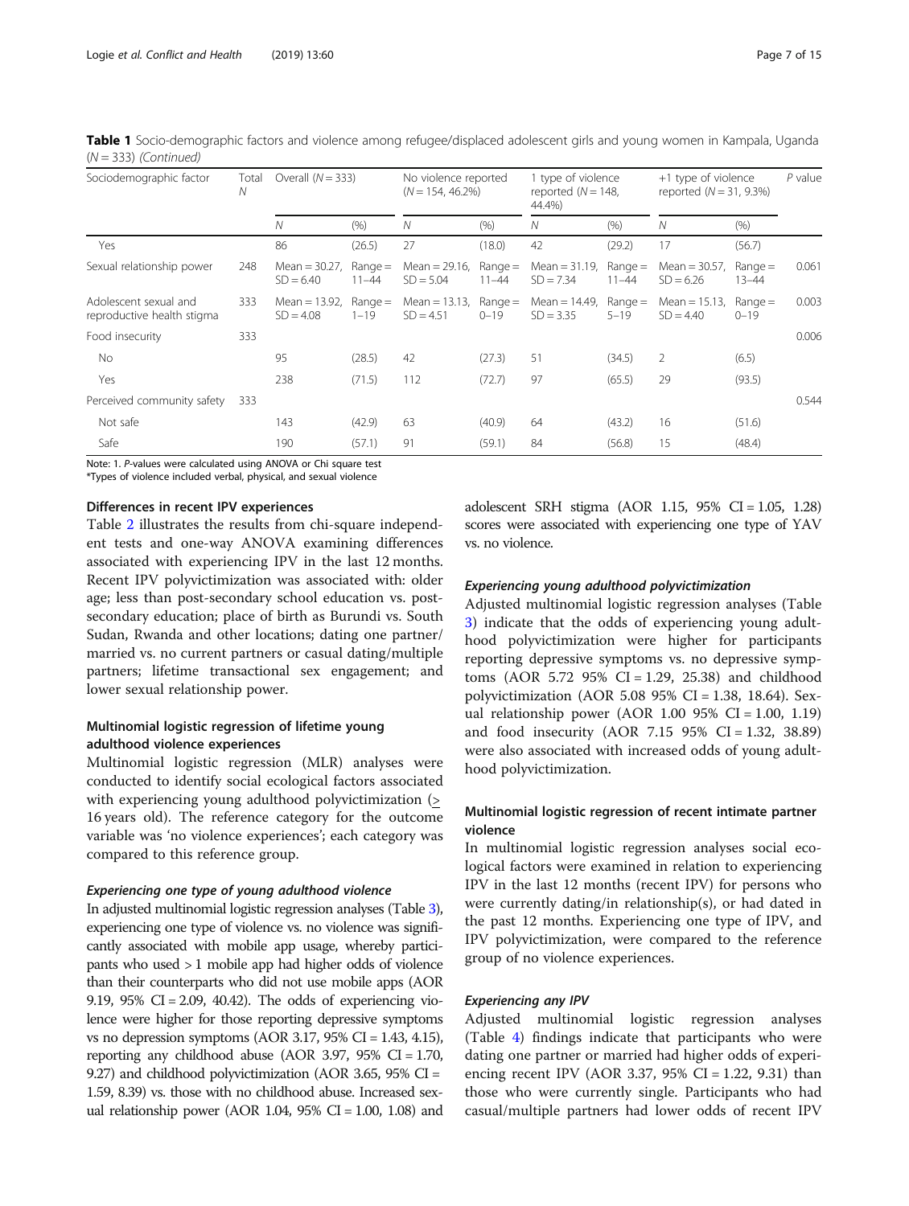**Table 1** Socio-demographic factors and violence among refugee/displaced adolescent girls and young women in Kampala, Uganda (N = 333) *(Continued)*

| Sociodemographic factor | Total N | Overall (N = 333) | | No violence reported (N = 154, 46.2%) | | 1 type of violence reported (N = 148, 44.4%) | | +1 type of violence reported (N = 31, 9.3%) | | P value |
|---|---|---|---|---|---|---|---|---|---|---|
| | | N | (%) | N | (%) | N | (%) | N | (%) | |
| Yes | | 86 | (26.5) | 27 | (18.0) | 42 | (29.2) | 17 | (56.7) | |
| Sexual relationship power | 248 | Mean = 30.27, SD = 6.40 | Range = 11–44 | Mean = 29.16, SD = 5.04 | Range = 11–44 | Mean = 31.19, SD = 7.34 | Range = 11–44 | Mean = 30.57, SD = 6.26 | Range = 13–44 | 0.061 |
| Adolescent sexual and reproductive health stigma | 333 | Mean = 13.92, SD = 4.08 | Range = 1–19 | Mean = 13.13, SD = 4.51 | Range = 0–19 | Mean = 14.49, SD = 3.35 | Range = 5–19 | Mean = 15.13, SD = 4.40 | Range = 0–19 | 0.003 |
| Food insecurity | 333 | | | | | | | | | 0.006 |
| No | | 95 | (28.5) | 42 | (27.3) | 51 | (34.5) | 2 | (6.5) | |
| Yes | | 238 | (71.5) | 112 | (72.7) | 97 | (65.5) | 29 | (93.5) | |
| Perceived community safety | 333 | | | | | | | | | 0.544 |
| Not safe | | 143 | (42.9) | 63 | (40.9) | 64 | (43.2) | 16 | (51.6) | |
| Safe | | 190 | (57.1) | 91 | (59.1) | 84 | (56.8) | 15 | (48.4) | |

Note: 1. P-values were calculated using ANOVA or Chi square test
*Types of violence included verbal, physical, and sexual violence

### Differences in recent IPV experiences

Table 2 illustrates the results from chi-square independent tests and one-way ANOVA examining differences associated with experiencing IPV in the last 12 months. Recent IPV polyvictimization was associated with: older age; less than post-secondary school education vs. post-secondary education; place of birth as Burundi vs. South Sudan, Rwanda and other locations; dating one partner/married vs. no current partners or casual dating/multiple partners; lifetime transactional sex engagement; and lower sexual relationship power.

### Multinomial logistic regression of lifetime young adulthood violence experiences

Multinomial logistic regression (MLR) analyses were conducted to identify social ecological factors associated with experiencing young adulthood polyvictimization (≥ 16 years old). The reference category for the outcome variable was 'no violence experiences'; each category was compared to this reference group.

#### *Experiencing one type of young adulthood violence*

In adjusted multinomial logistic regression analyses (Table 3), experiencing one type of violence vs. no violence was significantly associated with mobile app usage, whereby participants who used > 1 mobile app had higher odds of violence than their counterparts who did not use mobile apps (AOR 9.19, 95% CI = 2.09, 40.42). The odds of experiencing violence were higher for those reporting depressive symptoms vs no depression symptoms (AOR 3.17, 95% CI = 1.43, 4.15), reporting any childhood abuse (AOR 3.97, 95% CI = 1.70, 9.27) and childhood polyvictimization (AOR 3.65, 95% CI = 1.59, 8.39) vs. those with no childhood abuse. Increased sexual relationship power (AOR 1.04, 95% CI = 1.00, 1.08) and adolescent SRH stigma (AOR 1.15, 95% CI = 1.05, 1.28) scores were associated with experiencing one type of YAV vs. no violence.

#### *Experiencing young adulthood polyvictimization*

Adjusted multinomial logistic regression analyses (Table 3) indicate that the odds of experiencing young adulthood polyvictimization were higher for participants reporting depressive symptoms vs. no depressive symptoms (AOR 5.72 95% CI = 1.29, 25.38) and childhood polyvictimization (AOR 5.08 95% CI = 1.38, 18.64). Sexual relationship power (AOR 1.00 95% CI = 1.00, 1.19) and food insecurity (AOR 7.15 95% CI = 1.32, 38.89) were also associated with increased odds of young adulthood polyvictimization.

### Multinomial logistic regression of recent intimate partner violence

In multinomial logistic regression analyses social ecological factors were examined in relation to experiencing IPV in the last 12 months (recent IPV) for persons who were currently dating/in relationship(s), or had dated in the past 12 months. Experiencing one type of IPV, and IPV polyvictimization, were compared to the reference group of no violence experiences.

#### *Experiencing any IPV*

Adjusted multinomial logistic regression analyses (Table 4) findings indicate that participants who were dating one partner or married had higher odds of experiencing recent IPV (AOR 3.37, 95% CI = 1.22, 9.31) than those who were currently single. Participants who had casual/multiple partners had lower odds of recent IPV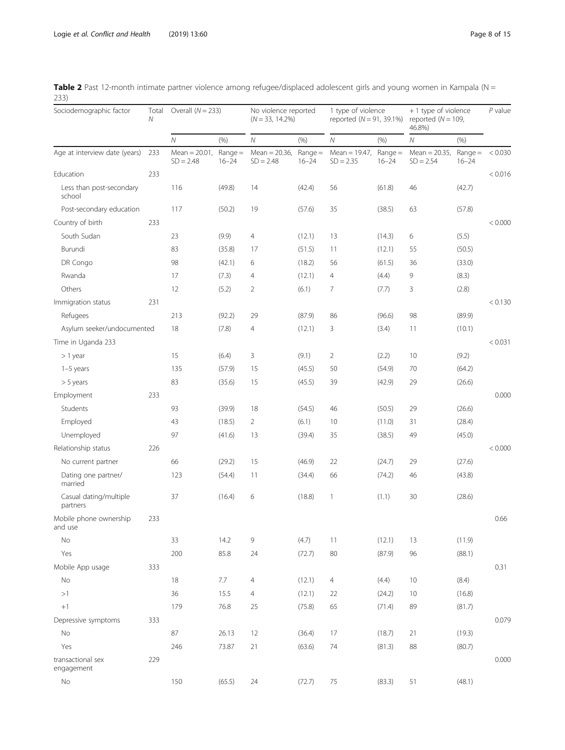**Table 2** Past 12-month intimate partner violence among refugee/displaced adolescent girls and young women in Kampala (N = 233)

| Sociodemographic factor | Total N | Overall (N = 233) | | No violence reported (N = 33, 14.2%) | | 1 type of violence reported (N = 91, 39.1%) | | + 1 type of violence reported (N = 109, 46.8%) | | P value |
|---|---|---|---|---|---|---|---|---|---|---|
| | | N | (%) | N | (%) | N | (%) | N | (%) | |
| Age at interview date (years) | 233 | Mean = 20.01, SD = 2.48 | Range = 16–24 | Mean = 20.36, SD = 2.48 | Range = 16–24 | Mean = 19.47, SD = 2.35 | Range = 16–24 | Mean = 20.35, SD = 2.54 | Range = 16–24 | < 0.030 |
| Education | 233 | | | | | | | | | < 0.016 |
| Less than post-secondary school | | 116 | (49.8) | 14 | (42.4) | 56 | (61.8) | 46 | (42.7) | |
| Post-secondary education | | 117 | (50.2) | 19 | (57.6) | 35 | (38.5) | 63 | (57.8) | |
| Country of birth | 233 | | | | | | | | | < 0.000 |
| South Sudan | | 23 | (9.9) | 4 | (12.1) | 13 | (14.3) | 6 | (5.5) | |
| Burundi | | 83 | (35.8) | 17 | (51.5) | 11 | (12.1) | 55 | (50.5) | |
| DR Congo | | 98 | (42.1) | 6 | (18.2) | 56 | (61.5) | 36 | (33.0) | |
| Rwanda | | 17 | (7.3) | 4 | (12.1) | 4 | (4.4) | 9 | (8.3) | |
| Others | | 12 | (5.2) | 2 | (6.1) | 7 | (7.7) | 3 | (2.8) | |
| Immigration status | 231 | | | | | | | | | < 0.130 |
| Refugees | | 213 | (92.2) | 29 | (87.9) | 86 | (96.6) | 98 | (89.9) | |
| Asylum seeker/undocumented | | 18 | (7.8) | 4 | (12.1) | 3 | (3.4) | 11 | (10.1) | |
| Time in Uganda 233 | | | | | | | | | | < 0.031 |
| > 1 year | | 15 | (6.4) | 3 | (9.1) | 2 | (2.2) | 10 | (9.2) | |
| 1–5 years | | 135 | (57.9) | 15 | (45.5) | 50 | (54.9) | 70 | (64.2) | |
| > 5 years | | 83 | (35.6) | 15 | (45.5) | 39 | (42.9) | 29 | (26.6) | |
| Employment | 233 | | | | | | | | | 0.000 |
| Students | | 93 | (39.9) | 18 | (54.5) | 46 | (50.5) | 29 | (26.6) | |
| Employed | | 43 | (18.5) | 2 | (6.1) | 10 | (11.0) | 31 | (28.4) | |
| Unemployed | | 97 | (41.6) | 13 | (39.4) | 35 | (38.5) | 49 | (45.0) | |
| Relationship status | 226 | | | | | | | | | < 0.000 |
| No current partner | | 66 | (29.2) | 15 | (46.9) | 22 | (24.7) | 29 | (27.6) | |
| Dating one partner/ married | | 123 | (54.4) | 11 | (34.4) | 66 | (74.2) | 46 | (43.8) | |
| Casual dating/multiple partners | | 37 | (16.4) | 6 | (18.8) | 1 | (1.1) | 30 | (28.6) | |
| Mobile phone ownership and use | 233 | | | | | | | | | 0.66 |
| No | | 33 | 14.2 | 9 | (4.7) | 11 | (12.1) | 13 | (11.9) | |
| Yes | | 200 | 85.8 | 24 | (72.7) | 80 | (87.9) | 96 | (88.1) | |
| Mobile App usage | 333 | | | | | | | | | 0.31 |
| No | | 18 | 7.7 | 4 | (12.1) | 4 | (4.4) | 10 | (8.4) | |
| >1 | | 36 | 15.5 | 4 | (12.1) | 22 | (24.2) | 10 | (16.8) | |
| +1 | | 179 | 76.8 | 25 | (75.8) | 65 | (71.4) | 89 | (81.7) | |
| Depressive symptoms | 333 | | | | | | | | | 0.079 |
| No | | 87 | 26.13 | 12 | (36.4) | 17 | (18.7) | 21 | (19.3) | |
| Yes | | 246 | 73.87 | 21 | (63.6) | 74 | (81.3) | 88 | (80.7) | |
| transactional sex engagement | 229 | | | | | | | | | 0.000 |
| No | | 150 | (65.5) | 24 | (72.7) | 75 | (83.3) | 51 | (48.1) | |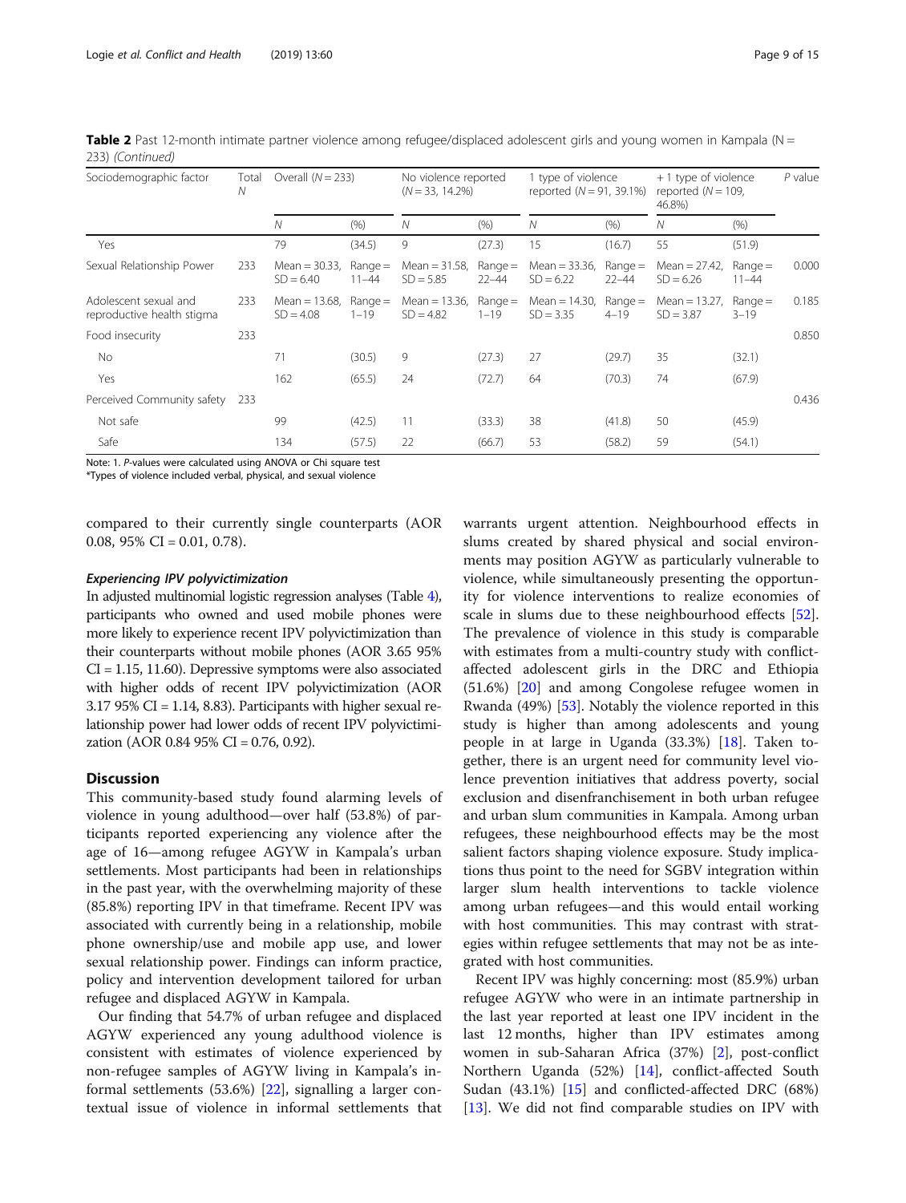**Table 2** Past 12-month intimate partner violence among refugee/displaced adolescent girls and young women in Kampala (N = 233) *(Continued)*

| Sociodemographic factor | Total N | Overall (N = 233) | | No violence reported (N = 33, 14.2%) | | 1 type of violence reported (N = 91, 39.1%) | | + 1 type of violence reported (N = 109, 46.8%) | | P value |
|---|---|---|---|---|---|---|---|---|---|---|
| | | N | (%) | N | (%) | N | (%) | N | (%) | |
| Yes | | 79 | (34.5) | 9 | (27.3) | 15 | (16.7) | 55 | (51.9) | |
| Sexual Relationship Power | 233 | Mean = 30.33, SD = 6.40 | Range = 11–44 | Mean = 31.58, SD = 5.85 | Range = 22–44 | Mean = 33.36, SD = 6.22 | Range = 22–44 | Mean = 27.42, SD = 6.26 | Range = 11–44 | 0.000 |
| Adolescent sexual and reproductive health stigma | 233 | Mean = 13.68, SD = 4.08 | Range = 1–19 | Mean = 13.36, SD = 4.82 | Range = 1–19 | Mean = 14.30, SD = 3.35 | Range = 4–19 | Mean = 13.27, SD = 3.87 | Range = 3–19 | 0.185 |
| Food insecurity | 233 | | | | | | | | | 0.850 |
| No | | 71 | (30.5) | 9 | (27.3) | 27 | (29.7) | 35 | (32.1) | |
| Yes | | 162 | (65.5) | 24 | (72.7) | 64 | (70.3) | 74 | (67.9) | |
| Perceived Community safety | 233 | | | | | | | | | 0.436 |
| Not safe | | 99 | (42.5) | 11 | (33.3) | 38 | (41.8) | 50 | (45.9) | |
| Safe | | 134 | (57.5) | 22 | (66.7) | 53 | (58.2) | 59 | (54.1) | |

Note: 1. *P*-values were calculated using ANOVA or Chi square test
*Types of violence included verbal, physical, and sexual violence

compared to their currently single counterparts (AOR 0.08, 95% CI = 0.01, 0.78).

#### Experiencing IPV polyvictimization

In adjusted multinomial logistic regression analyses (Table 4), participants who owned and used mobile phones were more likely to experience recent IPV polyvictimization than their counterparts without mobile phones (AOR 3.65 95% CI = 1.15, 11.60). Depressive symptoms were also associated with higher odds of recent IPV polyvictimization (AOR 3.17 95% CI = 1.14, 8.83). Participants with higher sexual relationship power had lower odds of recent IPV polyvictimization (AOR 0.84 95% CI = 0.76, 0.92).

## Discussion

This community-based study found alarming levels of violence in young adulthood—over half (53.8%) of participants reported experiencing any violence after the age of 16—among refugee AGYW in Kampala's urban settlements. Most participants had been in relationships in the past year, with the overwhelming majority of these (85.8%) reporting IPV in that timeframe. Recent IPV was associated with currently being in a relationship, mobile phone ownership/use and mobile app use, and lower sexual relationship power. Findings can inform practice, policy and intervention development tailored for urban refugee and displaced AGYW in Kampala.

Our finding that 54.7% of urban refugee and displaced AGYW experienced any young adulthood violence is consistent with estimates of violence experienced by non-refugee samples of AGYW living in Kampala's informal settlements (53.6%) [22], signalling a larger contextual issue of violence in informal settlements that warrants urgent attention. Neighbourhood effects in slums created by shared physical and social environments may position AGYW as particularly vulnerable to violence, while simultaneously presenting the opportunity for violence interventions to realize economies of scale in slums due to these neighbourhood effects [52]. The prevalence of violence in this study is comparable with estimates from a multi-country study with conflict-affected adolescent girls in the DRC and Ethiopia (51.6%) [20] and among Congolese refugee women in Rwanda (49%) [53]. Notably the violence reported in this study is higher than among adolescents and young people in at large in Uganda (33.3%) [18]. Taken together, there is an urgent need for community level violence prevention initiatives that address poverty, social exclusion and disenfranchisement in both urban refugee and urban slum communities in Kampala. Among urban refugees, these neighbourhood effects may be the most salient factors shaping violence exposure. Study implications thus point to the need for SGBV integration within larger slum health interventions to tackle violence among urban refugees—and this would entail working with host communities. This may contrast with strategies within refugee settlements that may not be as integrated with host communities.

Recent IPV was highly concerning: most (85.9%) urban refugee AGYW who were in an intimate partnership in the last year reported at least one IPV incident in the last 12 months, higher than IPV estimates among women in sub-Saharan Africa (37%) [2], post-conflict Northern Uganda (52%) [14], conflict-affected South Sudan (43.1%) [15] and conflicted-affected DRC (68%) [13]. We did not find comparable studies on IPV with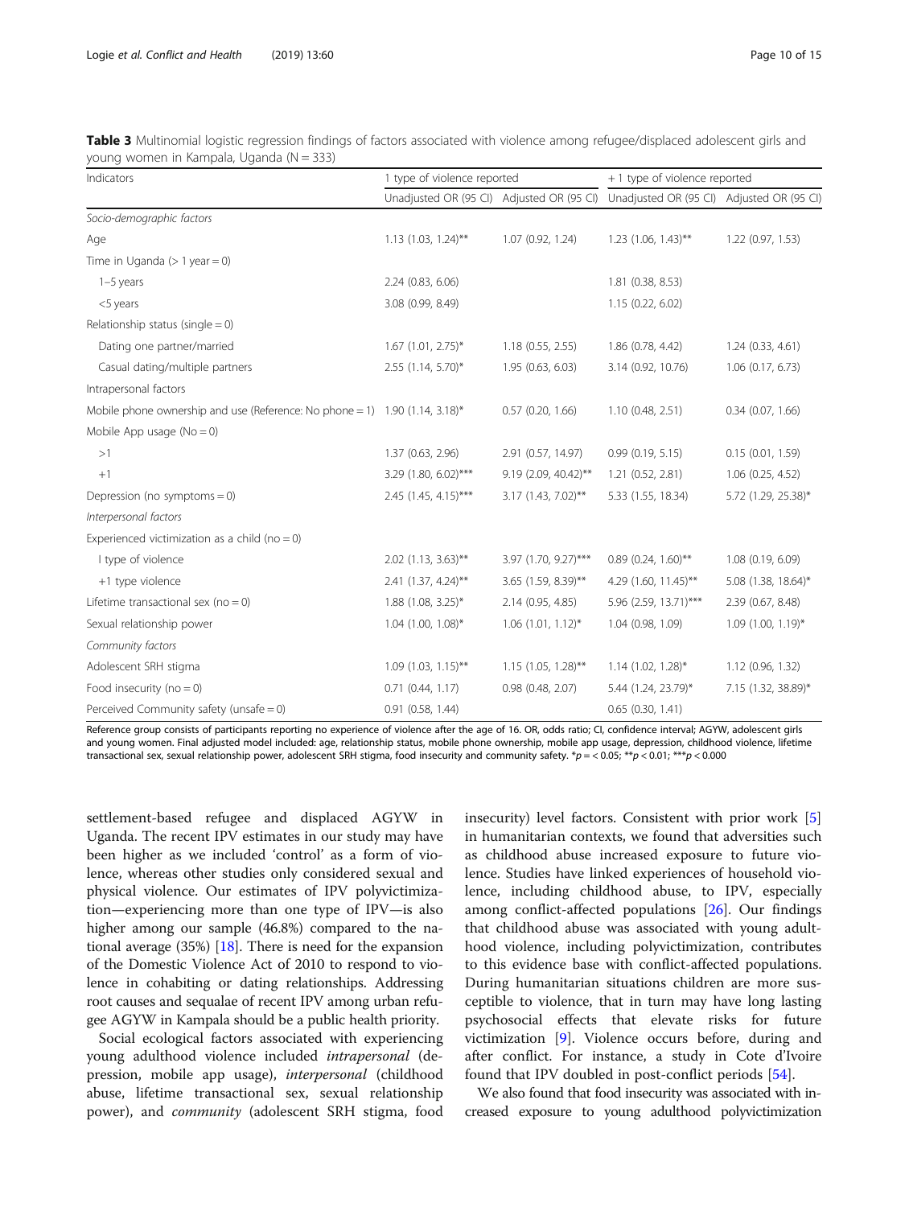**Table 3** Multinomial logistic regression findings of factors associated with violence among refugee/displaced adolescent girls and young women in Kampala, Uganda (N = 333)

| Indicators | 1 type of violence reported | | +1 type of violence reported | |
|---|---|---|---|---|
| | Unadjusted OR (95 CI) | Adjusted OR (95 CI) | Unadjusted OR (95 CI) | Adjusted OR (95 CI) |
| *Socio-demographic factors* | | | | |
| Age | 1.13 (1.03, 1.24)** | 1.07 (0.92, 1.24) | 1.23 (1.06, 1.43)** | 1.22 (0.97, 1.53) |
| Time in Uganda (> 1 year = 0) | | | | |
| 1–5 years | 2.24 (0.83, 6.06) | | 1.81 (0.38, 8.53) | |
| <5 years | 3.08 (0.99, 8.49) | | 1.15 (0.22, 6.02) | |
| Relationship status (single = 0) | | | | |
| Dating one partner/married | 1.67 (1.01, 2.75)* | 1.18 (0.55, 2.55) | 1.86 (0.78, 4.42) | 1.24 (0.33, 4.61) |
| Casual dating/multiple partners | 2.55 (1.14, 5.70)* | 1.95 (0.63, 6.03) | 3.14 (0.92, 10.76) | 1.06 (0.17, 6.73) |
| Intrapersonal factors | | | | |
| Mobile phone ownership and use (Reference: No phone = 1) | 1.90 (1.14, 3.18)* | 0.57 (0.20, 1.66) | 1.10 (0.48, 2.51) | 0.34 (0.07, 1.66) |
| Mobile App usage (No = 0) | | | | |
| >1 | 1.37 (0.63, 2.96) | 2.91 (0.57, 14.97) | 0.99 (0.19, 5.15) | 0.15 (0.01, 1.59) |
| +1 | 3.29 (1.80, 6.02)*** | 9.19 (2.09, 40.42)** | 1.21 (0.52, 2.81) | 1.06 (0.25, 4.52) |
| Depression (no symptoms = 0) | 2.45 (1.45, 4.15)*** | 3.17 (1.43, 7.02)** | 5.33 (1.55, 18.34) | 5.72 (1.29, 25.38)* |
| *Interpersonal factors* | | | | |
| Experienced victimization as a child (no = 0) | | | | |
| I type of violence | 2.02 (1.13, 3.63)** | 3.97 (1.70, 9.27)*** | 0.89 (0.24, 1.60)** | 1.08 (0.19, 6.09) |
| +1 type violence | 2.41 (1.37, 4.24)** | 3.65 (1.59, 8.39)** | 4.29 (1.60, 11.45)** | 5.08 (1.38, 18.64)* |
| Lifetime transactional sex (no = 0) | 1.88 (1.08, 3.25)* | 2.14 (0.95, 4.85) | 5.96 (2.59, 13.71)*** | 2.39 (0.67, 8.48) |
| Sexual relationship power | 1.04 (1.00, 1.08)* | 1.06 (1.01, 1.12)* | 1.04 (0.98, 1.09) | 1.09 (1.00, 1.19)* |
| *Community factors* | | | | |
| Adolescent SRH stigma | 1.09 (1.03, 1.15)** | 1.15 (1.05, 1.28)** | 1.14 (1.02, 1.28)* | 1.12 (0.96, 1.32) |
| Food insecurity (no = 0) | 0.71 (0.44, 1.17) | 0.98 (0.48, 2.07) | 5.44 (1.24, 23.79)* | 7.15 (1.32, 38.89)* |
| Perceived Community safety (unsafe = 0) | 0.91 (0.58, 1.44) | | 0.65 (0.30, 1.41) | |

Reference group consists of participants reporting no experience of violence after the age of 16. OR, odds ratio; CI, confidence interval; AGYW, adolescent girls and young women. Final adjusted model included: age, relationship status, mobile phone ownership, mobile app usage, depression, childhood violence, lifetime transactional sex, sexual relationship power, adolescent SRH stigma, food insecurity and community safety. *p = < 0.05; **p < 0.01; ***p < 0.000

settlement-based refugee and displaced AGYW in Uganda. The recent IPV estimates in our study may have been higher as we included 'control' as a form of violence, whereas other studies only considered sexual and physical violence. Our estimates of IPV polyvictimization—experiencing more than one type of IPV—is also higher among our sample (46.8%) compared to the national average (35%) [18]. There is need for the expansion of the Domestic Violence Act of 2010 to respond to violence in cohabiting or dating relationships. Addressing root causes and sequalae of recent IPV among urban refugee AGYW in Kampala should be a public health priority.

Social ecological factors associated with experiencing young adulthood violence included *intrapersonal* (depression, mobile app usage), *interpersonal* (childhood abuse, lifetime transactional sex, sexual relationship power), and *community* (adolescent SRH stigma, food insecurity) level factors. Consistent with prior work [5] in humanitarian contexts, we found that adversities such as childhood abuse increased exposure to future violence. Studies have linked experiences of household violence, including childhood abuse, to IPV, especially among conflict-affected populations [26]. Our findings that childhood abuse was associated with young adulthood violence, including polyvictimization, contributes to this evidence base with conflict-affected populations. During humanitarian situations children are more susceptible to violence, that in turn may have long lasting psychosocial effects that elevate risks for future victimization [9]. Violence occurs before, during and after conflict. For instance, a study in Cote d'Ivoire found that IPV doubled in post-conflict periods [54].

We also found that food insecurity was associated with increased exposure to young adulthood polyvictimization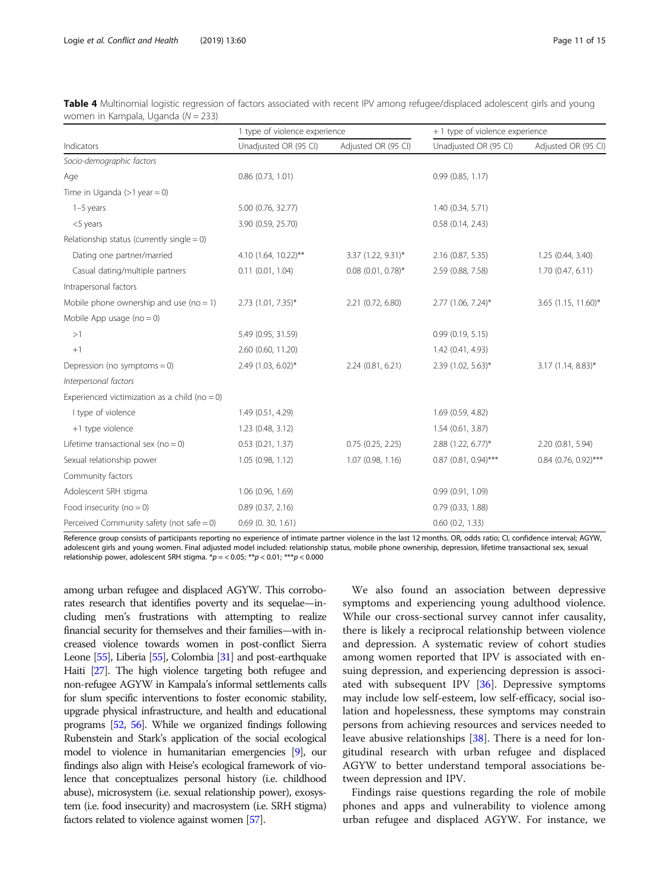**Table 4** Multinomial logistic regression of factors associated with recent IPV among refugee/displaced adolescent girls and young women in Kampala, Uganda (N = 233)

| | 1 type of violence experience | | +1 type of violence experience | |
|---|---|---|---|---|
| Indicators | Unadjusted OR (95 CI) | Adjusted OR (95 CI) | Unadjusted OR (95 CI) | Adjusted OR (95 CI) |
| *Socio-demographic factors* | | | | |
| Age | 0.86 (0.73, 1.01) | | 0.99 (0.85, 1.17) | |
| Time in Uganda (>1 year = 0) | | | | |
| 1–5 years | 5.00 (0.76, 32.77) | | 1.40 (0.34, 5.71) | |
| <5 years | 3.90 (0.59, 25.70) | | 0.58 (0.14, 2.43) | |
| Relationship status (currently single = 0) | | | | |
| Dating one partner/married | 4.10 (1.64, 10.22)** | 3.37 (1.22, 9.31)* | 2.16 (0.87, 5.35) | 1.25 (0.44, 3.40) |
| Casual dating/multiple partners | 0.11 (0.01, 1.04) | 0.08 (0.01, 0.78)* | 2.59 (0.88, 7.58) | 1.70 (0.47, 6.11) |
| Intrapersonal factors | | | | |
| Mobile phone ownership and use (no = 1) | 2.73 (1.01, 7.35)* | 2.21 (0.72, 6.80) | 2.77 (1.06, 7.24)* | 3.65 (1.15, 11.60)* |
| Mobile App usage (no = 0) | | | | |
| >1 | 5.49 (0.95, 31.59) | | 0.99 (0.19, 5.15) | |
| +1 | 2.60 (0.60, 11.20) | | 1.42 (0.41, 4.93) | |
| Depression (no symptoms = 0) | 2.49 (1.03, 6.02)* | 2.24 (0.81, 6.21) | 2.39 (1.02, 5.63)* | 3.17 (1.14, 8.83)* |
| *Interpersonal factors* | | | | |
| Experienced victimization as a child (no = 0) | | | | |
| I type of violence | 1.49 (0.51, 4.29) | | 1.69 (0.59, 4.82) | |
| +1 type violence | 1.23 (0.48, 3.12) | | 1.54 (0.61, 3.87) | |
| Lifetime transactional sex (no = 0) | 0.53 (0.21, 1.37) | 0.75 (0.25, 2.25) | 2.88 (1.22, 6.77)* | 2.20 (0.81, 5.94) |
| Sexual relationship power | 1.05 (0.98, 1.12) | 1.07 (0.98, 1.16) | 0.87 (0.81, 0.94)*** | 0.84 (0.76, 0.92)*** |
| Community factors | | | | |
| Adolescent SRH stigma | 1.06 (0.96, 1.69) | | 0.99 (0.91, 1.09) | |
| Food insecurity (no = 0) | 0.89 (0.37, 2.16) | | 0.79 (0.33, 1.88) | |
| Perceived Community safety (not safe = 0) | 0.69 (0. 30, 1.61) | | 0.60 (0.2, 1.33) | |

Reference group consists of participants reporting no experience of intimate partner violence in the last 12 months. OR, odds ratio; CI, confidence interval; AGYW, adolescent girls and young women. Final adjusted model included: relationship status, mobile phone ownership, depression, lifetime transactional sex, sexual relationship power, adolescent SRH stigma. *p = < 0.05; **p < 0.01; ***p < 0.000

among urban refugee and displaced AGYW. This corroborates research that identifies poverty and its sequelae—including men's frustrations with attempting to realize financial security for themselves and their families—with increased violence towards women in post-conflict Sierra Leone [55], Liberia [55], Colombia [31] and post-earthquake Haiti [27]. The high violence targeting both refugee and non-refugee AGYW in Kampala's informal settlements calls for slum specific interventions to foster economic stability, upgrade physical infrastructure, and health and educational programs [52, 56]. While we organized findings following Rubenstein and Stark's application of the social ecological model to violence in humanitarian emergencies [9], our findings also align with Heise's ecological framework of violence that conceptualizes personal history (i.e. childhood abuse), microsystem (i.e. sexual relationship power), exosystem (i.e. food insecurity) and macrosystem (i.e. SRH stigma) factors related to violence against women [57].

We also found an association between depressive symptoms and experiencing young adulthood violence. While our cross-sectional survey cannot infer causality, there is likely a reciprocal relationship between violence and depression. A systematic review of cohort studies among women reported that IPV is associated with ensuing depression, and experiencing depression is associated with subsequent IPV [36]. Depressive symptoms may include low self-esteem, low self-efficacy, social isolation and hopelessness, these symptoms may constrain persons from achieving resources and services needed to leave abusive relationships [38]. There is a need for longitudinal research with urban refugee and displaced AGYW to better understand temporal associations between depression and IPV.

Findings raise questions regarding the role of mobile phones and apps and vulnerability to violence among urban refugee and displaced AGYW. For instance, we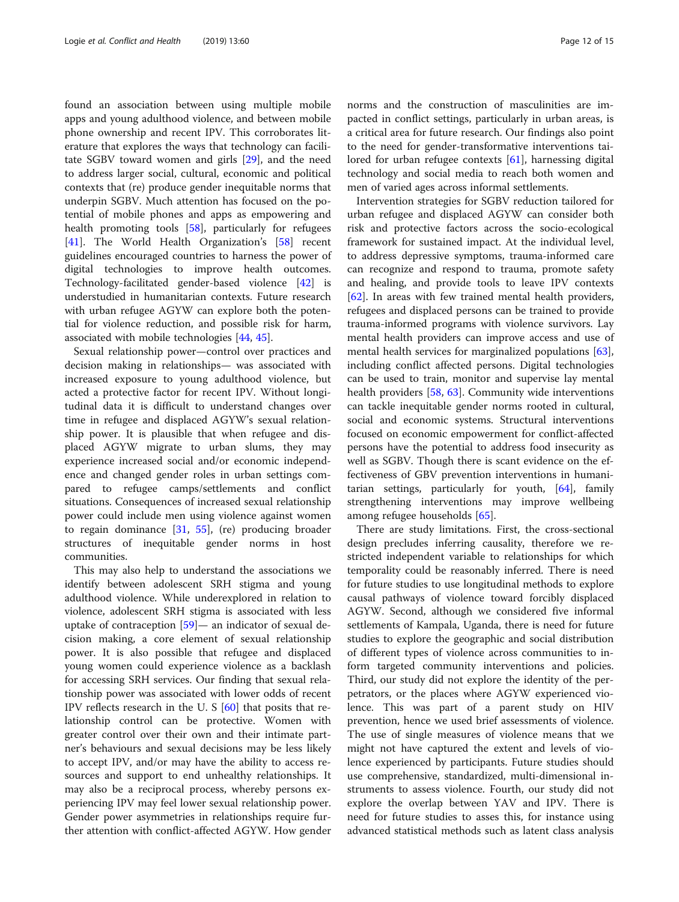found an association between using multiple mobile apps and young adulthood violence, and between mobile phone ownership and recent IPV. This corroborates literature that explores the ways that technology can facilitate SGBV toward women and girls [29], and the need to address larger social, cultural, economic and political contexts that (re) produce gender inequitable norms that underpin SGBV. Much attention has focused on the potential of mobile phones and apps as empowering and health promoting tools [58], particularly for refugees [41]. The World Health Organization's [58] recent guidelines encouraged countries to harness the power of digital technologies to improve health outcomes. Technology-facilitated gender-based violence [42] is understudied in humanitarian contexts. Future research with urban refugee AGYW can explore both the potential for violence reduction, and possible risk for harm, associated with mobile technologies [44, 45].

Sexual relationship power—control over practices and decision making in relationships— was associated with increased exposure to young adulthood violence, but acted a protective factor for recent IPV. Without longitudinal data it is difficult to understand changes over time in refugee and displaced AGYW's sexual relationship power. It is plausible that when refugee and displaced AGYW migrate to urban slums, they may experience increased social and/or economic independence and changed gender roles in urban settings compared to refugee camps/settlements and conflict situations. Consequences of increased sexual relationship power could include men using violence against women to regain dominance [31, 55], (re) producing broader structures of inequitable gender norms in host communities.

This may also help to understand the associations we identify between adolescent SRH stigma and young adulthood violence. While underexplored in relation to violence, adolescent SRH stigma is associated with less uptake of contraception [59]— an indicator of sexual decision making, a core element of sexual relationship power. It is also possible that refugee and displaced young women could experience violence as a backlash for accessing SRH services. Our finding that sexual relationship power was associated with lower odds of recent IPV reflects research in the U. S [60] that posits that relationship control can be protective. Women with greater control over their own and their intimate partner's behaviours and sexual decisions may be less likely to accept IPV, and/or may have the ability to access resources and support to end unhealthy relationships. It may also be a reciprocal process, whereby persons experiencing IPV may feel lower sexual relationship power. Gender power asymmetries in relationships require further attention with conflict-affected AGYW. How gender norms and the construction of masculinities are impacted in conflict settings, particularly in urban areas, is a critical area for future research. Our findings also point to the need for gender-transformative interventions tailored for urban refugee contexts [61], harnessing digital technology and social media to reach both women and men of varied ages across informal settlements.

Intervention strategies for SGBV reduction tailored for urban refugee and displaced AGYW can consider both risk and protective factors across the socio-ecological framework for sustained impact. At the individual level, to address depressive symptoms, trauma-informed care can recognize and respond to trauma, promote safety and healing, and provide tools to leave IPV contexts [62]. In areas with few trained mental health providers, refugees and displaced persons can be trained to provide trauma-informed programs with violence survivors. Lay mental health providers can improve access and use of mental health services for marginalized populations [63], including conflict affected persons. Digital technologies can be used to train, monitor and supervise lay mental health providers [58, 63]. Community wide interventions can tackle inequitable gender norms rooted in cultural, social and economic systems. Structural interventions focused on economic empowerment for conflict-affected persons have the potential to address food insecurity as well as SGBV. Though there is scant evidence on the effectiveness of GBV prevention interventions in humanitarian settings, particularly for youth, [64], family strengthening interventions may improve wellbeing among refugee households [65].

There are study limitations. First, the cross-sectional design precludes inferring causality, therefore we restricted independent variable to relationships for which temporality could be reasonably inferred. There is need for future studies to use longitudinal methods to explore causal pathways of violence toward forcibly displaced AGYW. Second, although we considered five informal settlements of Kampala, Uganda, there is need for future studies to explore the geographic and social distribution of different types of violence across communities to inform targeted community interventions and policies. Third, our study did not explore the identity of the perpetrators, or the places where AGYW experienced violence. This was part of a parent study on HIV prevention, hence we used brief assessments of violence. The use of single measures of violence means that we might not have captured the extent and levels of violence experienced by participants. Future studies should use comprehensive, standardized, multi-dimensional instruments to assess violence. Fourth, our study did not explore the overlap between YAV and IPV. There is need for future studies to asses this, for instance using advanced statistical methods such as latent class analysis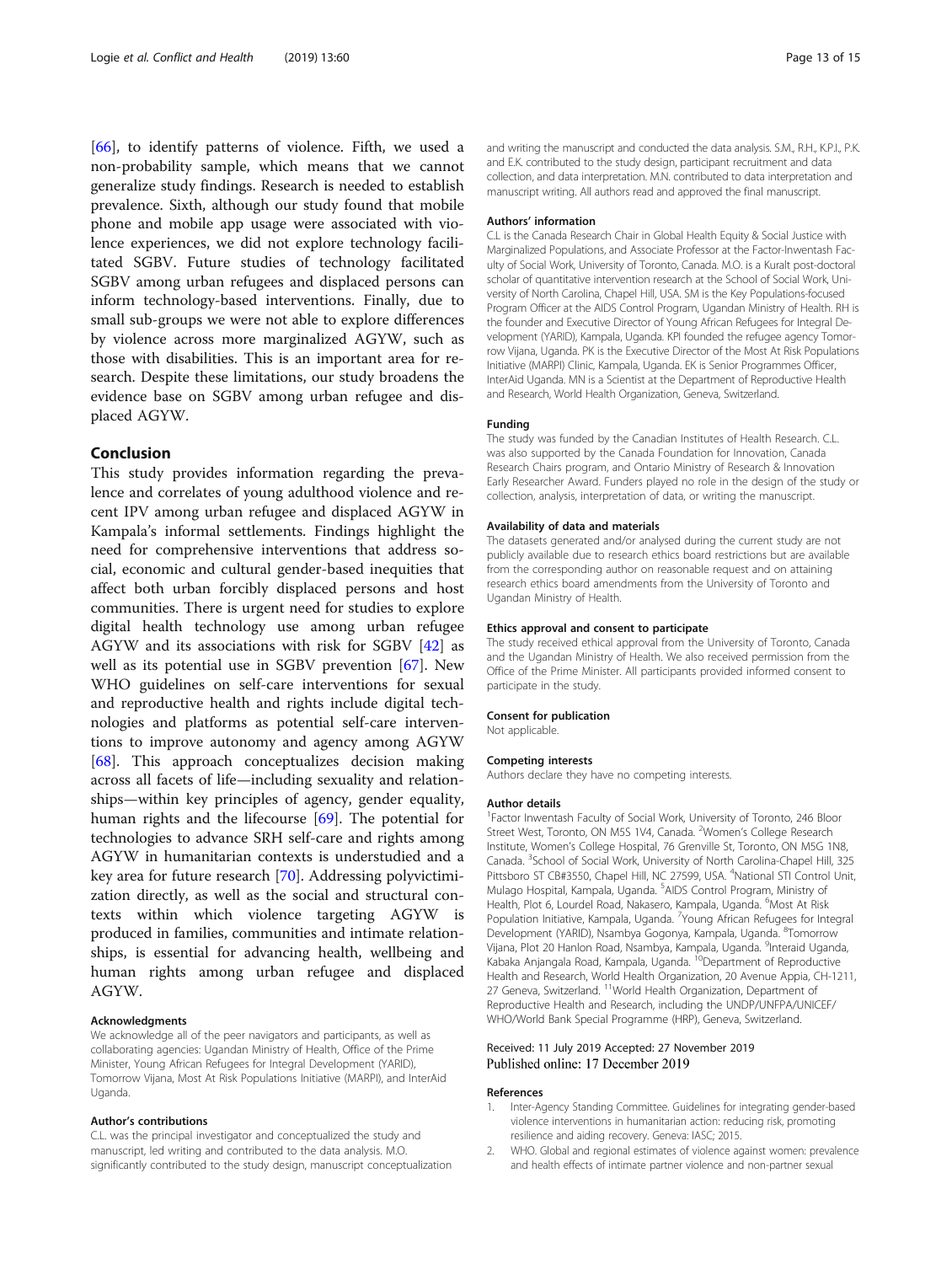[66], to identify patterns of violence. Fifth, we used a non-probability sample, which means that we cannot generalize study findings. Research is needed to establish prevalence. Sixth, although our study found that mobile phone and mobile app usage were associated with violence experiences, we did not explore technology facilitated SGBV. Future studies of technology facilitated SGBV among urban refugees and displaced persons can inform technology-based interventions. Finally, due to small sub-groups we were not able to explore differences by violence across more marginalized AGYW, such as those with disabilities. This is an important area for research. Despite these limitations, our study broadens the evidence base on SGBV among urban refugee and displaced AGYW.

## Conclusion

This study provides information regarding the prevalence and correlates of young adulthood violence and recent IPV among urban refugee and displaced AGYW in Kampala's informal settlements. Findings highlight the need for comprehensive interventions that address social, economic and cultural gender-based inequities that affect both urban forcibly displaced persons and host communities. There is urgent need for studies to explore digital health technology use among urban refugee AGYW and its associations with risk for SGBV [42] as well as its potential use in SGBV prevention [67]. New WHO guidelines on self-care interventions for sexual and reproductive health and rights include digital technologies and platforms as potential self-care interventions to improve autonomy and agency among AGYW [68]. This approach conceptualizes decision making across all facets of life—including sexuality and relationships—within key principles of agency, gender equality, human rights and the lifecourse [69]. The potential for technologies to advance SRH self-care and rights among AGYW in humanitarian contexts is understudied and a key area for future research [70]. Addressing polyvictimization directly, as well as the social and structural contexts within which violence targeting AGYW is produced in families, communities and intimate relationships, is essential for advancing health, wellbeing and human rights among urban refugee and displaced AGYW.

#### Acknowledgments

We acknowledge all of the peer navigators and participants, as well as collaborating agencies: Ugandan Ministry of Health, Office of the Prime Minister, Young African Refugees for Integral Development (YARID), Tomorrow Vijana, Most At Risk Populations Initiative (MARPI), and InterAid Uganda.

#### Author's contributions

C.L. was the principal investigator and conceptualized the study and manuscript, led writing and contributed to the data analysis. M.O. significantly contributed to the study design, manuscript conceptualization and writing the manuscript and conducted the data analysis. S.M., R.H., K.P.I., P.K. and E.K. contributed to the study design, participant recruitment and data collection, and data interpretation. M.N. contributed to data interpretation and manuscript writing. All authors read and approved the final manuscript.

#### Authors' information

C.L is the Canada Research Chair in Global Health Equity & Social Justice with Marginalized Populations, and Associate Professor at the Factor-Inwentash Faculty of Social Work, University of Toronto, Canada. M.O. is a Kuralt post-doctoral scholar of quantitative intervention research at the School of Social Work, University of North Carolina, Chapel Hill, USA. SM is the Key Populations-focused Program Officer at the AIDS Control Program, Ugandan Ministry of Health. RH is the founder and Executive Director of Young African Refugees for Integral Development (YARID), Kampala, Uganda. KPI founded the refugee agency Tomorrow Vijana, Uganda. PK is the Executive Director of the Most At Risk Populations Initiative (MARPI) Clinic, Kampala, Uganda. EK is Senior Programmes Officer, InterAid Uganda. MN is a Scientist at the Department of Reproductive Health and Research, World Health Organization, Geneva, Switzerland.

#### Funding

The study was funded by the Canadian Institutes of Health Research. C.L. was also supported by the Canada Foundation for Innovation, Canada Research Chairs program, and Ontario Ministry of Research & Innovation Early Researcher Award. Funders played no role in the design of the study or collection, analysis, interpretation of data, or writing the manuscript.

#### Availability of data and materials

The datasets generated and/or analysed during the current study are not publicly available due to research ethics board restrictions but are available from the corresponding author on reasonable request and on attaining research ethics board amendments from the University of Toronto and Ugandan Ministry of Health.

#### Ethics approval and consent to participate

The study received ethical approval from the University of Toronto, Canada and the Ugandan Ministry of Health. We also received permission from the Office of the Prime Minister. All participants provided informed consent to participate in the study.

#### Consent for publication

Not applicable.

#### Competing interests

Authors declare they have no competing interests.

#### Author details

[1]Factor Inwentash Faculty of Social Work, University of Toronto, 246 Bloor Street West, Toronto, ON M5S 1V4, Canada. [2]Women's College Research Institute, Women's College Hospital, 76 Grenville St, Toronto, ON M5G 1N8, Canada. [3]School of Social Work, University of North Carolina-Chapel Hill, 325 Pittsboro ST CB#3550, Chapel Hill, NC 27599, USA. [4]National STI Control Unit, Mulago Hospital, Kampala, Uganda. [5]AIDS Control Program, Ministry of Health, Plot 6, Lourdel Road, Nakasero, Kampala, Uganda. [6]Most At Risk Population Initiative, Kampala, Uganda. [7]Young African Refugees for Integral Development (YARID), Nsambya Gogonya, Kampala, Uganda. [8]Tomorrow Vijana, Plot 20 Hanlon Road, Nsambya, Kampala, Uganda. [9]Interaid Uganda, Kabaka Anjangala Road, Kampala, Uganda. [10]Department of Reproductive Health and Research, World Health Organization, 20 Avenue Appia, CH-1211, 27 Geneva, Switzerland. [11]World Health Organization, Department of Reproductive Health and Research, including the UNDP/UNFPA/UNICEF/WHO/World Bank Special Programme (HRP), Geneva, Switzerland.

Received: 11 July 2019 Accepted: 27 November 2019
Published online: 17 December 2019

#### References

1. Inter-Agency Standing Committee. Guidelines for integrating gender-based violence interventions in humanitarian action: reducing risk, promoting resilience and aiding recovery. Geneva: IASC; 2015.
2. WHO. Global and regional estimates of violence against women: prevalence and health effects of intimate partner violence and non-partner sexual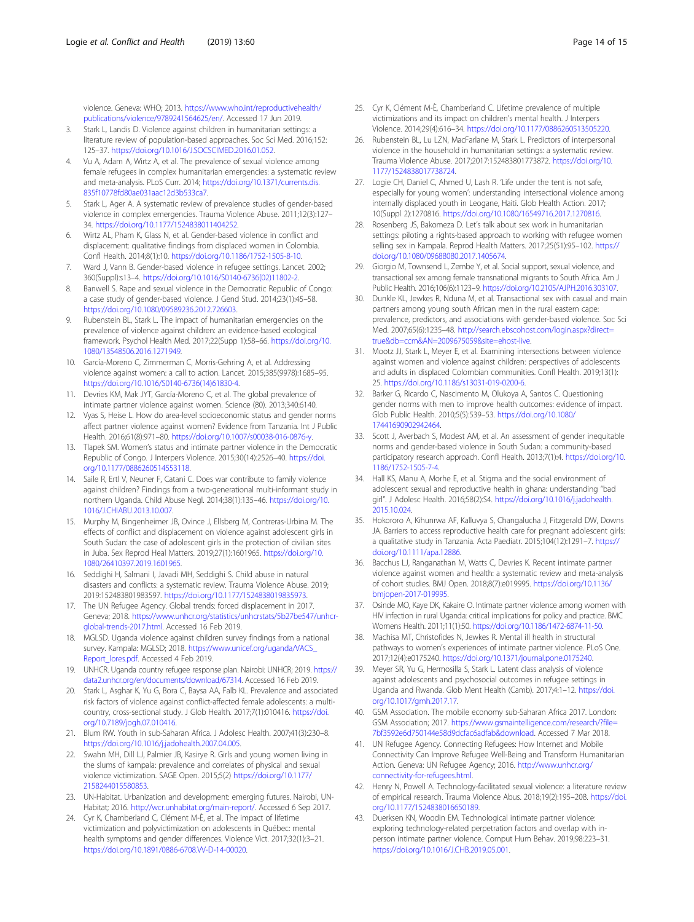violence. Geneva: WHO; 2013. https://www.who.int/reproductivehealth/publications/violence/9789241564625/en/. Accessed 17 Jun 2019.

3. Stark L, Landis D. Violence against children in humanitarian settings: a literature review of population-based approaches. Soc Sci Med. 2016;152:125–37. https://doi.org/10.1016/J.SOCSCIMED.2016.01.052.
4. Vu A, Adam A, Wirtz A, et al. The prevalence of sexual violence among female refugees in complex humanitarian emergencies: a systematic review and meta-analysis. PLoS Curr. 2014; https://doi.org/10.1371/currents.dis.835f10778fd80ae031aac12d3b533ca7.
5. Stark L, Ager A. A systematic review of prevalence studies of gender-based violence in complex emergencies. Trauma Violence Abuse. 2011;12(3):127–34. https://doi.org/10.1177/1524838011404252.
6. Wirtz AL, Pham K, Glass N, et al. Gender-based violence in conflict and displacement: qualitative findings from displaced women in Colombia. Confl Health. 2014;8(1):10. https://doi.org/10.1186/1752-1505-8-10.
7. Ward J, Vann B. Gender-based violence in refugee settings. Lancet. 2002;360(Suppl):s13–4. https://doi.org/10.1016/S0140-6736(02)11802-2.
8. Banwell S. Rape and sexual violence in the Democratic Republic of Congo: a case study of gender-based violence. J Gend Stud. 2014;23(1):45–58. https://doi.org/10.1080/09589236.2012.726603.
9. Rubenstein BL, Stark L. The impact of humanitarian emergencies on the prevalence of violence against children: an evidence-based ecological framework. Psychol Health Med. 2017;22(Supp 1):58–66. https://doi.org/10.1080/13548506.2016.1271949.
10. García-Moreno C, Zimmerman C, Morris-Gehring A, et al. Addressing violence against women: a call to action. Lancet. 2015;385(9978):1685–95. https://doi.org/10.1016/S0140-6736(14)61830-4.
11. Devries KM, Mak JYT, García-Moreno C, et al. The global prevalence of intimate partner violence against women. Science (80). 2013;340:6140.
12. Vyas S, Heise L. How do area-level socioeconomic status and gender norms affect partner violence against women? Evidence from Tanzania. Int J Public Health. 2016;61(8):971–80. https://doi.org/10.1007/s00038-016-0876-y.
13. Tlapek SM. Women's status and intimate partner violence in the Democratic Republic of Congo. J Interpers Violence. 2015;30(14):2526–40. https://doi.org/10.1177/0886260514553118.
14. Saile R, Ertl V, Neuner F, Catani C. Does war contribute to family violence against children? Findings from a two-generational multi-informant study in northern Uganda. Child Abuse Negl. 2014;38(1):135–46. https://doi.org/10.1016/J.CHIABU.2013.10.007.
15. Murphy M, Bingenheimer JB, Ovince J, Ellsberg M, Contreras-Urbina M. The effects of conflict and displacement on violence against adolescent girls in South Sudan: the case of adolescent girls in the protection of civilian sites in Juba. Sex Reprod Heal Matters. 2019;27(1):1601965. https://doi.org/10.1080/26410397.2019.1601965.
16. Seddighi H, Salmani I, Javadi MH, Seddighi S. Child abuse in natural disasters and conflicts: a systematic review. Trauma Violence Abuse. 2019;2019:152483801983597. https://doi.org/10.1177/1524838019835973.
17. The UN Refugee Agency. Global trends: forced displacement in 2017. Geneva; 2018. https://www.unhcr.org/statistics/unhcrstats/5b27be547/unhcr-global-trends-2017.html. Accessed 16 Feb 2019.
18. MGLSD. Uganda violence against children survey findings from a national survey. Kampala: MGLSD; 2018. https://www.unicef.org/uganda/VACS_Report_lores.pdf. Accessed 4 Feb 2019.
19. UNHCR. Uganda country refugee response plan. Nairobi: UNHCR; 2019. https://data2.unhcr.org/en/documents/download/67314. Accessed 16 Feb 2019.
20. Stark L, Asghar K, Yu G, Bora C, Baysa AA, Falb KL. Prevalence and associated risk factors of violence against conflict-affected female adolescents: a multi-country, cross-sectional study. J Glob Health. 2017;7(1):010416. https://doi.org/10.7189/jogh.07.010416.
21. Blum RW. Youth in sub-Saharan Africa. J Adolesc Health. 2007;41(3):230–8. https://doi.org/10.1016/j.jadohealth.2007.04.005.
22. Swahn MH, Dill LJ, Palmier JB, Kasirye R. Girls and young women living in the slums of kampala: prevalence and correlates of physical and sexual violence victimization. SAGE Open. 2015;5(2) https://doi.org/10.1177/2158244015580853.
23. UN-Habitat. Urbanization and development: emerging futures. Nairobi, UN-Habitat; 2016. http://wcr.unhabitat.org/main-report/. Accessed 6 Sep 2017.
24. Cyr K, Chamberland C, Clément M-È, et al. The impact of lifetime victimization and polyvictimization on adolescents in Québec: mental health symptoms and gender differences. Violence Vict. 2017;32(1):3–21. https://doi.org/10.1891/0886-6708.VV-D-14-00020.
25. Cyr K, Clément M-È, Chamberland C. Lifetime prevalence of multiple victimizations and its impact on children's mental health. J Interpers Violence. 2014;29(4):616–34. https://doi.org/10.1177/0886260513505220.
26. Rubenstein BL, Lu LZN, MacFarlane M, Stark L. Predictors of interpersonal violence in the household in humanitarian settings: a systematic review. Trauma Violence Abuse. 2017;2017:152483801773872. https://doi.org/10.1177/1524838017738724.
27. Logie CH, Daniel C, Ahmed U, Lash R. 'Life under the tent is not safe, especially for young women': understanding intersectional violence among internally displaced youth in Leogane, Haiti. Glob Health Action. 2017;10(Suppl 2):1270816. https://doi.org/10.1080/16549716.2017.1270816.
28. Rosenberg JS, Bakomeza D. Let's talk about sex work in humanitarian settings: piloting a rights-based approach to working with refugee women selling sex in Kampala. Reprod Health Matters. 2017;25(51):95–102. https://doi.org/10.1080/09688080.2017.1405674.
29. Giorgio M, Townsend L, Zembe Y, et al. Social support, sexual violence, and transactional sex among female transnational migrants to South Africa. Am J Public Health. 2016;106(6):1123–9. https://doi.org/10.2105/AJPH.2016.303107.
30. Dunkle KL, Jewkes R, Nduna M, et al. Transactional sex with casual and main partners among young south African men in the rural eastern cape: prevalence, predictors, and associations with gender-based violence. Soc Sci Med. 2007;65(6):1235–48. http://search.ebscohost.com/login.aspx?direct=true&db=ccm&AN=2009675059&site=ehost-live.
31. Mootz JJ, Stark L, Meyer E, et al. Examining intersections between violence against women and violence against children: perspectives of adolescents and adults in displaced Colombian communities. Confl Health. 2019;13(1):25. https://doi.org/10.1186/s13031-019-0200-6.
32. Barker G, Ricardo C, Nascimento M, Olukoya A, Santos C. Questioning gender norms with men to improve health outcomes: evidence of impact. Glob Public Health. 2010;5(5):539–53. https://doi.org/10.1080/17441690902942464.
33. Scott J, Averbach S, Modest AM, et al. An assessment of gender inequitable norms and gender-based violence in South Sudan: a community-based participatory research approach. Confl Health. 2013;7(1):4. https://doi.org/10.1186/1752-1505-7-4.
34. Hall KS, Manu A, Morhe E, et al. Stigma and the social environment of adolescent sexual and reproductive health in ghana: understanding "bad girl". J Adolesc Health. 2016;58(2):S4. https://doi.org/10.1016/j.jadohealth.2015.10.024.
35. Hokororo A, Kihunrwa AF, Kalluvya S, Changalucha J, Fitzgerald DW, Downs JA. Barriers to access reproductive health care for pregnant adolescent girls: a qualitative study in Tanzania. Acta Paediatr. 2015;104(12):1291–7. https://doi.org/10.1111/apa.12886.
36. Bacchus LJ, Ranganathan M, Watts C, Devries K. Recent intimate partner violence against women and health: a systematic review and meta-analysis of cohort studies. BMJ Open. 2018;8(7):e019995. https://doi.org/10.1136/bmjopen-2017-019995.
37. Osinde MO, Kaye DK, Kakaire O. Intimate partner violence among women with HIV infection in rural Uganda: critical implications for policy and practice. BMC Womens Health. 2011;11(1):50. https://doi.org/10.1186/1472-6874-11-50.
38. Machisa MT, Christofides N, Jewkes R. Mental ill health in structural pathways to women's experiences of intimate partner violence. PLoS One. 2017;12(4):e0175240. https://doi.org/10.1371/journal.pone.0175240.
39. Meyer SR, Yu G, Hermosilla S, Stark L. Latent class analysis of violence against adolescents and psychosocial outcomes in refugee settings in Uganda and Rwanda. Glob Ment Health (Camb). 2017;4:1–12. https://doi.org/10.1017/gmh.2017.17.
40. GSM Association. The mobile economy sub-Saharan Africa 2017. London: GSM Association; 2017. https://www.gsmaintelligence.com/research/?file=7bf3592e6d750144e58d9dcfac6adfab&download. Accessed 7 Mar 2018.
41. UN Refugee Agency. Connecting Refugees: How Internet and Mobile Connectivity Can Improve Refugee Well-Being and Transform Humanitarian Action. Geneva: UN Refugee Agency; 2016. http://www.unhcr.org/connectivity-for-refugees.html.
42. Henry N, Powell A. Technology-facilitated sexual violence: a literature review of empirical research. Trauma Violence Abus. 2018;19(2):195–208. https://doi.org/10.1177/1524838016650189.
43. Duerksen KN, Woodin EM. Technological intimate partner violence: exploring technology-related perpetration factors and overlap with in-person intimate partner violence. Comput Hum Behav. 2019;98:223–31. https://doi.org/10.1016/J.CHB.2019.05.001.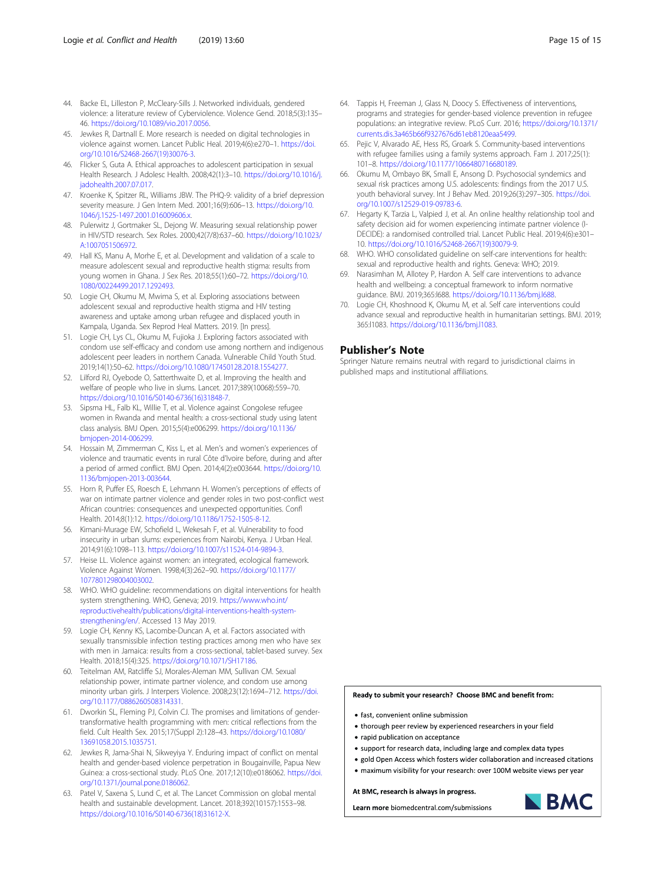44. Backe EL, Lilleston P, McCleary-Sills J. Networked individuals, gendered violence: a literature review of Cyberviolence. Violence Gend. 2018;5(3):135–46. https://doi.org/10.1089/vio.2017.0056.
45. Jewkes R, Dartnall E. More research is needed on digital technologies in violence against women. Lancet Public Heal. 2019;4(6):e270–1. https://doi.org/10.1016/S2468-2667(19)30076-3.
46. Flicker S, Guta A. Ethical approaches to adolescent participation in sexual Health Research. J Adolesc Health. 2008;42(1):3–10. https://doi.org/10.1016/j.jadohealth.2007.07.017.
47. Kroenke K, Spitzer RL, Williams JBW. The PHQ-9: validity of a brief depression severity measure. J Gen Intern Med. 2001;16(9):606–13. https://doi.org/10.1046/j.1525-1497.2001.016009606.x.
48. Pulerwitz J, Gortmaker SL, Dejong W. Measuring sexual relationship power in HIV/STD research. Sex Roles. 2000;42(7/8):637–60. https://doi.org/10.1023/A:1007051506972.
49. Hall KS, Manu A, Morhe E, et al. Development and validation of a scale to measure adolescent sexual and reproductive health stigma: results from young women in Ghana. J Sex Res. 2018;55(1):60–72. https://doi.org/10.1080/00224499.2017.1292493.
50. Logie CH, Okumu M, Mwima S, et al. Exploring associations between adolescent sexual and reproductive health stigma and HIV testing awareness and uptake among urban refugee and displaced youth in Kampala, Uganda. Sex Reprod Heal Matters. 2019. [In press].
51. Logie CH, Lys CL, Okumu M, Fujioka J. Exploring factors associated with condom use self-efficacy and condom use among northern and indigenous adolescent peer leaders in northern Canada. Vulnerable Child Youth Stud. 2019;14(1):50–62. https://doi.org/10.1080/17450128.2018.1554277.
52. Lilford RJ, Oyebode O, Satterthwaite D, et al. Improving the health and welfare of people who live in slums. Lancet. 2017;389(10068):559–70. https://doi.org/10.1016/S0140-6736(16)31848-7.
53. Sipsma HL, Falb KL, Willie T, et al. Violence against Congolese refugee women in Rwanda and mental health: a cross-sectional study using latent class analysis. BMJ Open. 2015;5(4):e006299. https://doi.org/10.1136/bmjopen-2014-006299.
54. Hossain M, Zimmerman C, Kiss L, et al. Men's and women's experiences of violence and traumatic events in rural Côte d'Ivoire before, during and after a period of armed conflict. BMJ Open. 2014;4(2):e003644. https://doi.org/10.1136/bmjopen-2013-003644.
55. Horn R, Puffer ES, Roesch E, Lehmann H. Women's perceptions of effects of war on intimate partner violence and gender roles in two post-conflict west African countries: consequences and unexpected opportunities. Confl Health. 2014;8(1):12. https://doi.org/10.1186/1752-1505-8-12.
56. Kimani-Murage EW, Schofield L, Wekesah F, et al. Vulnerability to food insecurity in urban slums: experiences from Nairobi, Kenya. J Urban Heal. 2014;91(6):1098–113. https://doi.org/10.1007/s11524-014-9894-3.
57. Heise LL. Violence against women: an integrated, ecological framework. Violence Against Women. 1998;4(3):262–90. https://doi.org/10.1177/1077801298004003002.
58. WHO. WHO guideline: recommendations on digital interventions for health system strengthening. WHO, Geneva; 2019. https://www.who.int/reproductivehealth/publications/digital-interventions-health-system-strengthening/en/. Accessed 13 May 2019.
59. Logie CH, Kenny KS, Lacombe-Duncan A, et al. Factors associated with sexually transmissible infection testing practices among men who have sex with men in Jamaica: results from a cross-sectional, tablet-based survey. Sex Health. 2018;15(4):325. https://doi.org/10.1071/SH17186.
60. Teitelman AM, Ratcliffe SJ, Morales-Aleman MM, Sullivan CM. Sexual relationship power, intimate partner violence, and condom use among minority urban girls. J Interpers Violence. 2008;23(12):1694–712. https://doi.org/10.1177/0886260508314331.
61. Dworkin SL, Fleming PJ, Colvin CJ. The promises and limitations of gender-transformative health programming with men: critical reflections from the field. Cult Health Sex. 2015;17(Suppl 2):128–43. https://doi.org/10.1080/13691058.2015.1035751.
62. Jewkes R, Jama-Shai N, Sikweyiya Y. Enduring impact of conflict on mental health and gender-based violence perpetration in Bougainville, Papua New Guinea: a cross-sectional study. PLoS One. 2017;12(10):e0186062. https://doi.org/10.1371/journal.pone.0186062.
63. Patel V, Saxena S, Lund C, et al. The Lancet Commission on global mental health and sustainable development. Lancet. 2018;392(10157):1553–98. https://doi.org/10.1016/S0140-6736(18)31612-X.
64. Tappis H, Freeman J, Glass N, Doocy S. Effectiveness of interventions, programs and strategies for gender-based violence prevention in refugee populations: an integrative review. PLoS Curr. 2016; https://doi.org/10.1371/currents.dis.3a465b66f9327676d61eb8120eaa5499.
65. Pejic V, Alvarado AE, Hess RS, Groark S. Community-based interventions with refugee families using a family systems approach. Fam J. 2017;25(1):101–8. https://doi.org/10.1177/1066480716680189.
66. Okumu M, Ombayo BK, Small E, Ansong D. Psychosocial syndemics and sexual risk practices among U.S. adolescents: findings from the 2017 U.S. youth behavioral survey. Int J Behav Med. 2019;26(3):297–305. https://doi.org/10.1007/s12529-019-09783-6.
67. Hegarty K, Tarzia L, Valpied J, et al. An online healthy relationship tool and safety decision aid for women experiencing intimate partner violence (I-DECIDE): a randomised controlled trial. Lancet Public Heal. 2019;4(6):e301–10. https://doi.org/10.1016/S2468-2667(19)30079-9.
68. WHO. WHO consolidated guideline on self-care interventions for health: sexual and reproductive health and rights. Geneva: WHO; 2019.
69. Narasimhan M, Allotey P, Hardon A. Self care interventions to advance health and wellbeing: a conceptual framework to inform normative guidance. BMJ. 2019;365:l688. https://doi.org/10.1136/bmj.l688.
70. Logie CH, Khoshnood K, Okumu M, et al. Self care interventions could advance sexual and reproductive health in humanitarian settings. BMJ. 2019;365:l1083. https://doi.org/10.1136/bmj.l1083.

## Publisher's Note

Springer Nature remains neutral with regard to jurisdictional claims in published maps and institutional affiliations.

**Ready to submit your research? Choose BMC and benefit from:**

- fast, convenient online submission
- thorough peer review by experienced researchers in your field
- rapid publication on acceptance
- support for research data, including large and complex data types
- gold Open Access which fosters wider collaboration and increased citations
- maximum visibility for your research: over 100M website views per year

**At BMC, research is always in progress.**

**Learn more** biomedcentral.com/submissions

BMC